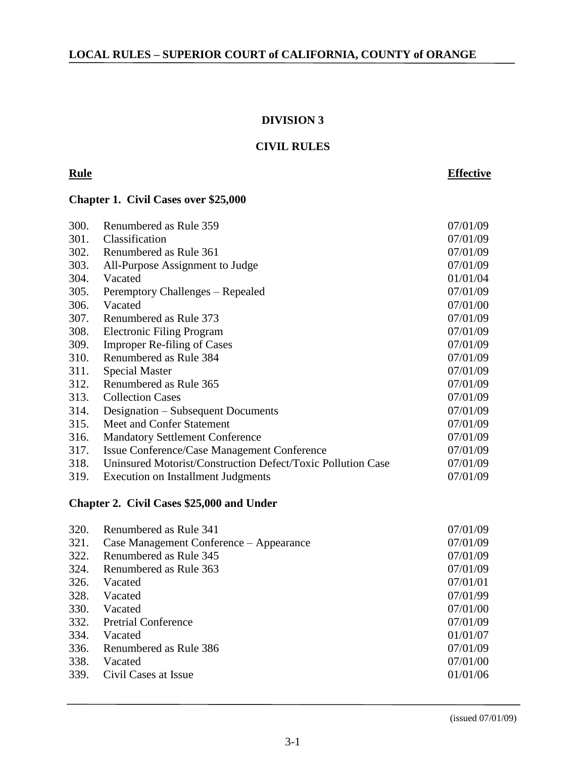# DIVISION 3

## CIVIL RULES

| Rule | | Effective |
| --- | --- | --- |

### Chapter 1. Civil Cases over $25,000

| Rule | Title | Effective |
| --- | --- | --- |
| 300. | Renumbered as Rule 359 | 07/01/09 |
| 301. | Classification | 07/01/09 |
| 302. | Renumbered as Rule 361 | 07/01/09 |
| 303. | All-Purpose Assignment to Judge | 07/01/09 |
| 304. | Vacated | 01/01/04 |
| 305. | Peremptory Challenges – Repealed | 07/01/09 |
| 306. | Vacated | 07/01/00 |
| 307. | Renumbered as Rule 373 | 07/01/09 |
| 308. | Electronic Filing Program | 07/01/09 |
| 309. | Improper Re-filing of Cases | 07/01/09 |
| 310. | Renumbered as Rule 384 | 07/01/09 |
| 311. | Special Master | 07/01/09 |
| 312. | Renumbered as Rule 365 | 07/01/09 |
| 313. | Collection Cases | 07/01/09 |
| 314. | Designation – Subsequent Documents | 07/01/09 |
| 315. | Meet and Confer Statement | 07/01/09 |
| 316. | Mandatory Settlement Conference | 07/01/09 |
| 317. | Issue Conference/Case Management Conference | 07/01/09 |
| 318. | Uninsured Motorist/Construction Defect/Toxic Pollution Case | 07/01/09 |
| 319. | Execution on Installment Judgments | 07/01/09 |

### Chapter 2. Civil Cases $25,000 and Under

| Rule | Title | Effective |
| --- | --- | --- |
| 320. | Renumbered as Rule 341 | 07/01/09 |
| 321. | Case Management Conference – Appearance | 07/01/09 |
| 322. | Renumbered as Rule 345 | 07/01/09 |
| 324. | Renumbered as Rule 363 | 07/01/09 |
| 326. | Vacated | 07/01/01 |
| 328. | Vacated | 07/01/99 |
| 330. | Vacated | 07/01/00 |
| 332. | Pretrial Conference | 07/01/09 |
| 334. | Vacated | 01/01/07 |
| 336. | Renumbered as Rule 386 | 07/01/09 |
| 338. | Vacated | 07/01/00 |
| 339. | Civil Cases at Issue | 01/01/06 |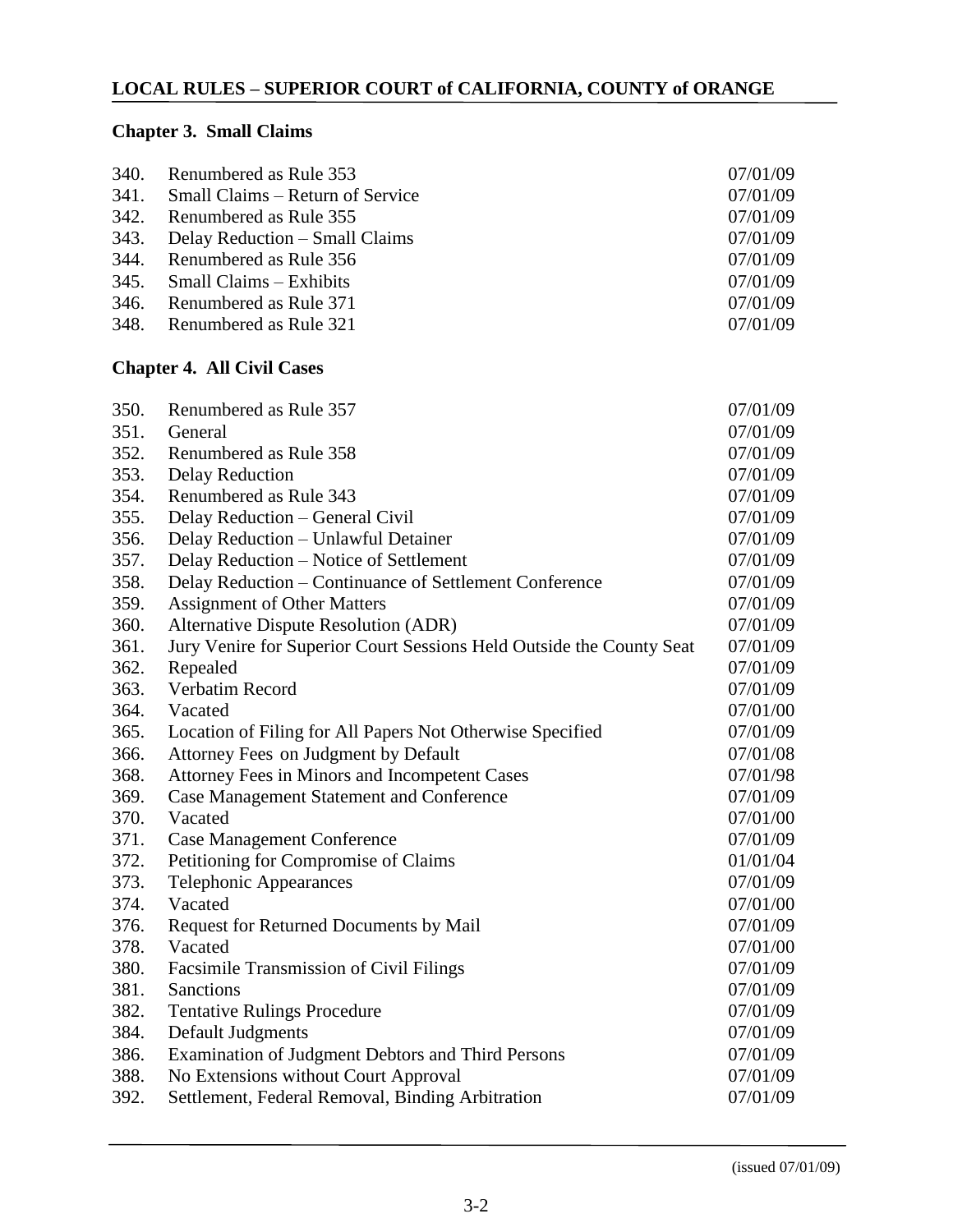## Chapter 3. Small Claims

| | | |
|---|---|---|
| 340. | Renumbered as Rule 353 | 07/01/09 |
| 341. | Small Claims – Return of Service | 07/01/09 |
| 342. | Renumbered as Rule 355 | 07/01/09 |
| 343. | Delay Reduction – Small Claims | 07/01/09 |
| 344. | Renumbered as Rule 356 | 07/01/09 |
| 345. | Small Claims – Exhibits | 07/01/09 |
| 346. | Renumbered as Rule 371 | 07/01/09 |
| 348. | Renumbered as Rule 321 | 07/01/09 |

## Chapter 4. All Civil Cases

| | | |
|---|---|---|
| 350. | Renumbered as Rule 357 | 07/01/09 |
| 351. | General | 07/01/09 |
| 352. | Renumbered as Rule 358 | 07/01/09 |
| 353. | Delay Reduction | 07/01/09 |
| 354. | Renumbered as Rule 343 | 07/01/09 |
| 355. | Delay Reduction – General Civil | 07/01/09 |
| 356. | Delay Reduction – Unlawful Detainer | 07/01/09 |
| 357. | Delay Reduction – Notice of Settlement | 07/01/09 |
| 358. | Delay Reduction – Continuance of Settlement Conference | 07/01/09 |
| 359. | Assignment of Other Matters | 07/01/09 |
| 360. | Alternative Dispute Resolution (ADR) | 07/01/09 |
| 361. | Jury Venire for Superior Court Sessions Held Outside the County Seat | 07/01/09 |
| 362. | Repealed | 07/01/09 |
| 363. | Verbatim Record | 07/01/09 |
| 364. | Vacated | 07/01/00 |
| 365. | Location of Filing for All Papers Not Otherwise Specified | 07/01/09 |
| 366. | Attorney Fees on Judgment by Default | 07/01/08 |
| 368. | Attorney Fees in Minors and Incompetent Cases | 07/01/98 |
| 369. | Case Management Statement and Conference | 07/01/09 |
| 370. | Vacated | 07/01/00 |
| 371. | Case Management Conference | 07/01/09 |
| 372. | Petitioning for Compromise of Claims | 01/01/04 |
| 373. | Telephonic Appearances | 07/01/09 |
| 374. | Vacated | 07/01/00 |
| 376. | Request for Returned Documents by Mail | 07/01/09 |
| 378. | Vacated | 07/01/00 |
| 380. | Facsimile Transmission of Civil Filings | 07/01/09 |
| 381. | Sanctions | 07/01/09 |
| 382. | Tentative Rulings Procedure | 07/01/09 |
| 384. | Default Judgments | 07/01/09 |
| 386. | Examination of Judgment Debtors and Third Persons | 07/01/09 |
| 388. | No Extensions without Court Approval | 07/01/09 |
| 392. | Settlement, Federal Removal, Binding Arbitration | 07/01/09 |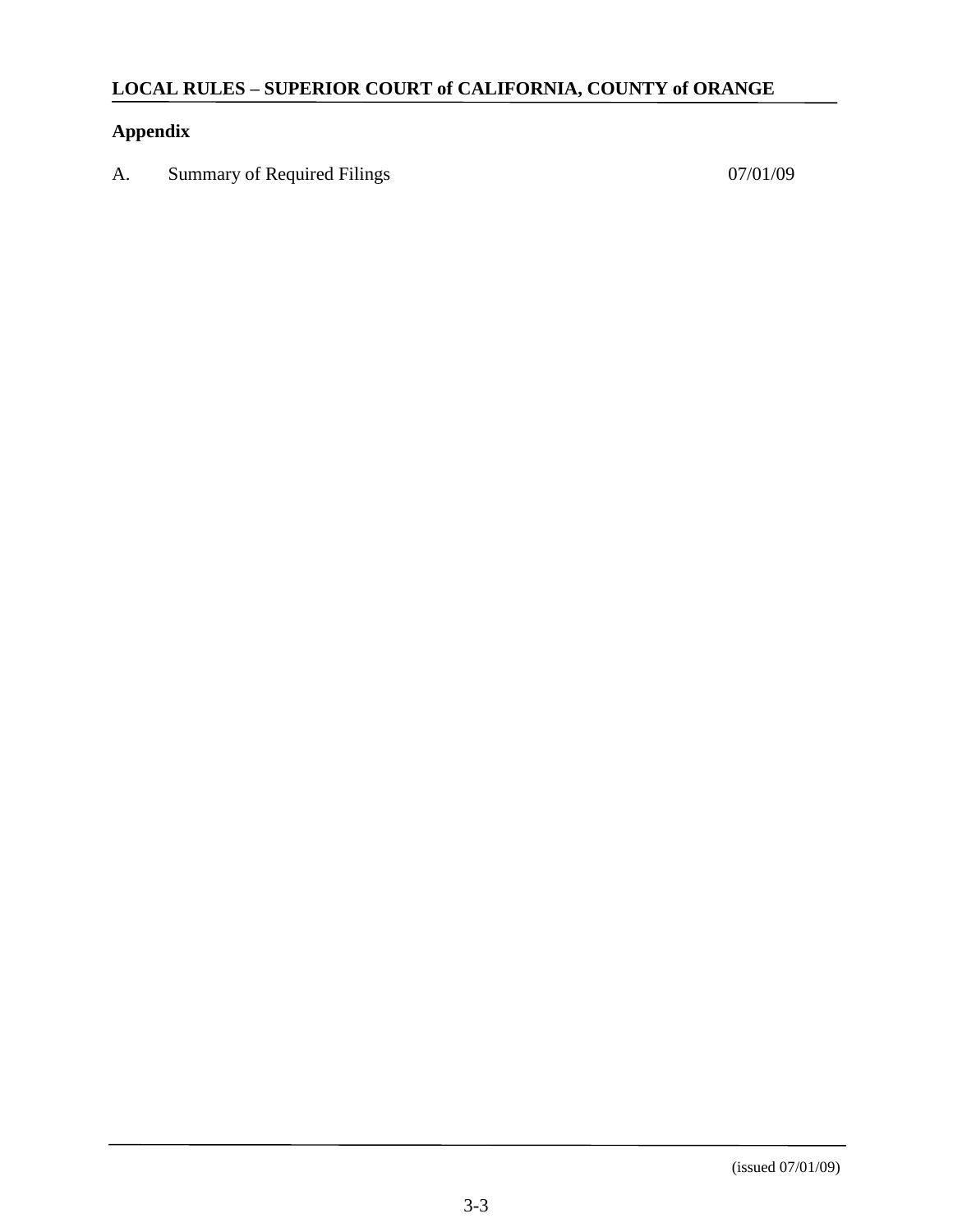## Appendix

A.	Summary of Required Filings	07/01/09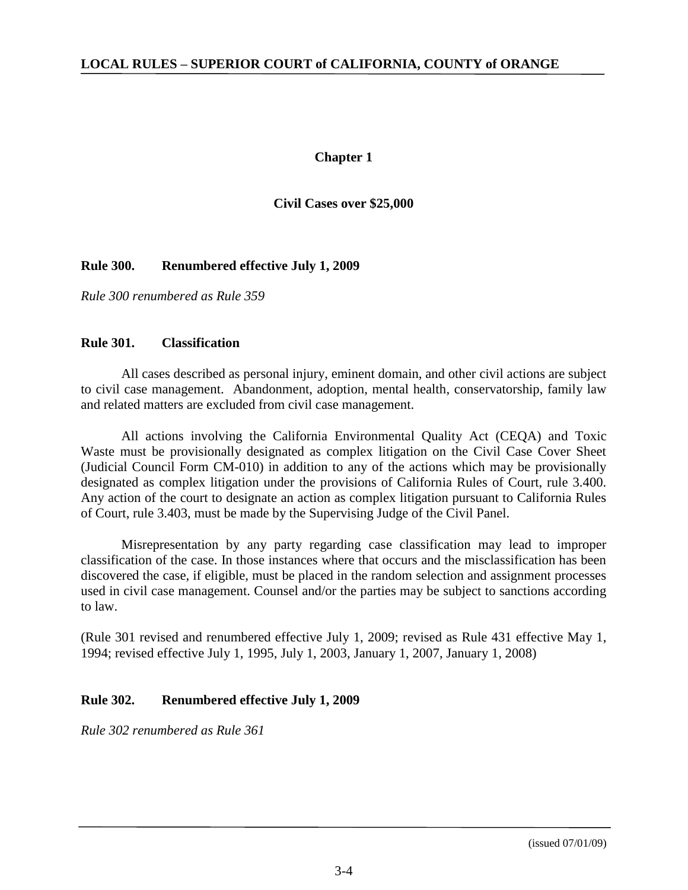## Chapter 1

## Civil Cases over $25,000

### Rule 300. Renumbered effective July 1, 2009

*Rule 300 renumbered as Rule 359*

### Rule 301. Classification

All cases described as personal injury, eminent domain, and other civil actions are subject to civil case management. Abandonment, adoption, mental health, conservatorship, family law and related matters are excluded from civil case management.

All actions involving the California Environmental Quality Act (CEQA) and Toxic Waste must be provisionally designated as complex litigation on the Civil Case Cover Sheet (Judicial Council Form CM-010) in addition to any of the actions which may be provisionally designated as complex litigation under the provisions of California Rules of Court, rule 3.400. Any action of the court to designate an action as complex litigation pursuant to California Rules of Court, rule 3.403, must be made by the Supervising Judge of the Civil Panel.

Misrepresentation by any party regarding case classification may lead to improper classification of the case. In those instances where that occurs and the misclassification has been discovered the case, if eligible, must be placed in the random selection and assignment processes used in civil case management. Counsel and/or the parties may be subject to sanctions according to law.

(Rule 301 revised and renumbered effective July 1, 2009; revised as Rule 431 effective May 1, 1994; revised effective July 1, 1995, July 1, 2003, January 1, 2007, January 1, 2008)

### Rule 302. Renumbered effective July 1, 2009

*Rule 302 renumbered as Rule 361*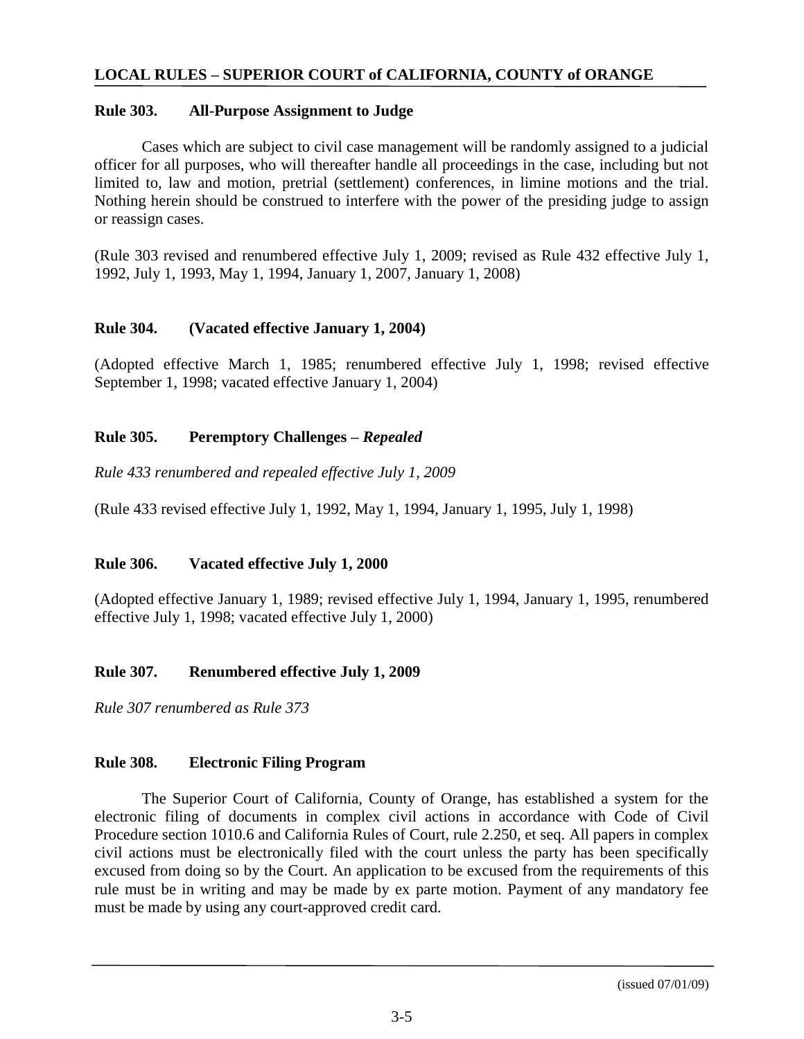### Rule 303. All-Purpose Assignment to Judge

Cases which are subject to civil case management will be randomly assigned to a judicial officer for all purposes, who will thereafter handle all proceedings in the case, including but not limited to, law and motion, pretrial (settlement) conferences, in limine motions and the trial. Nothing herein should be construed to interfere with the power of the presiding judge to assign or reassign cases.

(Rule 303 revised and renumbered effective July 1, 2009; revised as Rule 432 effective July 1, 1992, July 1, 1993, May 1, 1994, January 1, 2007, January 1, 2008)

### Rule 304. (Vacated effective January 1, 2004)

(Adopted effective March 1, 1985; renumbered effective July 1, 1998; revised effective September 1, 1998; vacated effective January 1, 2004)

### Rule 305. Peremptory Challenges – *Repealed*

*Rule 433 renumbered and repealed effective July 1, 2009*

(Rule 433 revised effective July 1, 1992, May 1, 1994, January 1, 1995, July 1, 1998)

### Rule 306. Vacated effective July 1, 2000

(Adopted effective January 1, 1989; revised effective July 1, 1994, January 1, 1995, renumbered effective July 1, 1998; vacated effective July 1, 2000)

### Rule 307. Renumbered effective July 1, 2009

*Rule 307 renumbered as Rule 373*

### Rule 308. Electronic Filing Program

The Superior Court of California, County of Orange, has established a system for the electronic filing of documents in complex civil actions in accordance with Code of Civil Procedure section 1010.6 and California Rules of Court, rule 2.250, et seq. All papers in complex civil actions must be electronically filed with the court unless the party has been specifically excused from doing so by the Court. An application to be excused from the requirements of this rule must be in writing and may be made by ex parte motion. Payment of any mandatory fee must be made by using any court-approved credit card.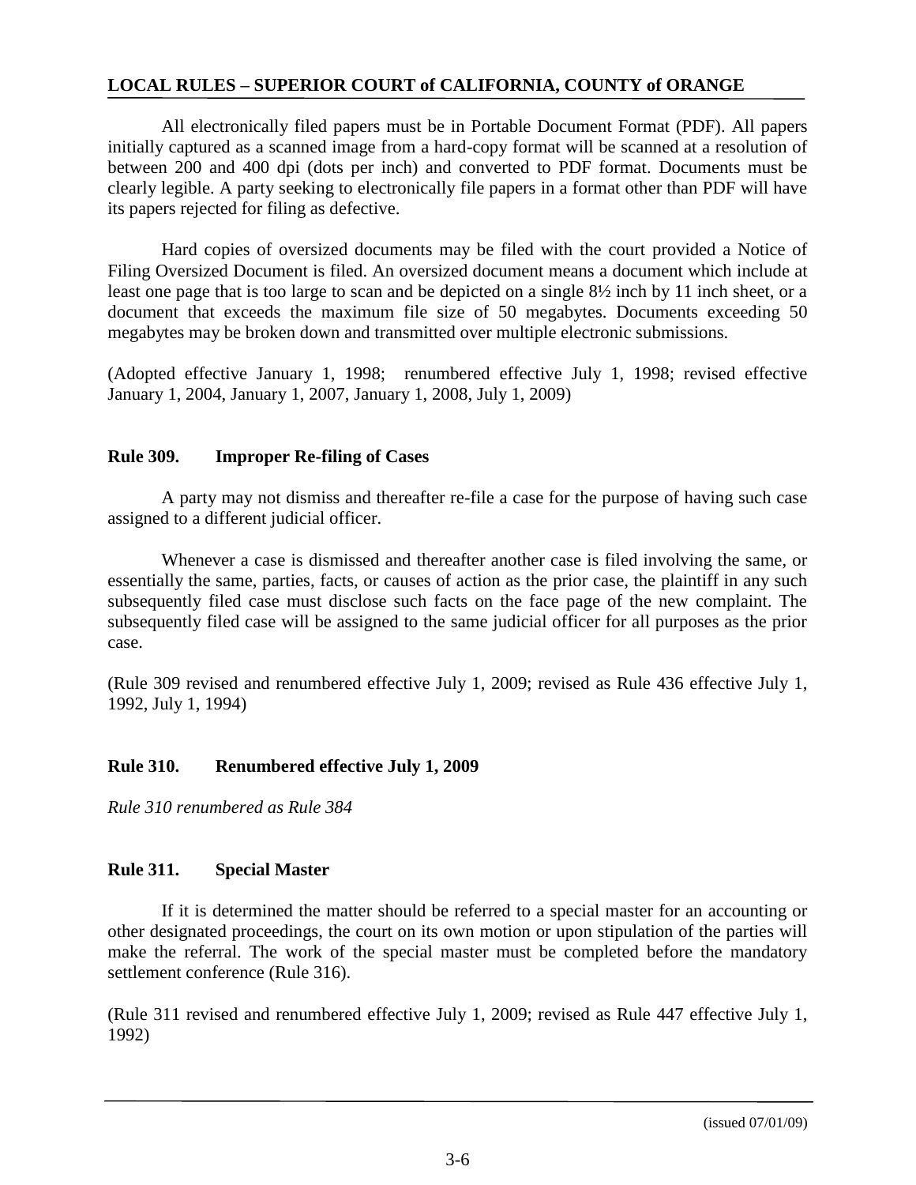All electronically filed papers must be in Portable Document Format (PDF). All papers initially captured as a scanned image from a hard-copy format will be scanned at a resolution of between 200 and 400 dpi (dots per inch) and converted to PDF format. Documents must be clearly legible. A party seeking to electronically file papers in a format other than PDF will have its papers rejected for filing as defective.

Hard copies of oversized documents may be filed with the court provided a Notice of Filing Oversized Document is filed. An oversized document means a document which include at least one page that is too large to scan and be depicted on a single 8½ inch by 11 inch sheet, or a document that exceeds the maximum file size of 50 megabytes. Documents exceeding 50 megabytes may be broken down and transmitted over multiple electronic submissions.

(Adopted effective January 1, 1998; renumbered effective July 1, 1998; revised effective January 1, 2004, January 1, 2007, January 1, 2008, July 1, 2009)

## Rule 309. Improper Re-filing of Cases

A party may not dismiss and thereafter re-file a case for the purpose of having such case assigned to a different judicial officer.

Whenever a case is dismissed and thereafter another case is filed involving the same, or essentially the same, parties, facts, or causes of action as the prior case, the plaintiff in any such subsequently filed case must disclose such facts on the face page of the new complaint. The subsequently filed case will be assigned to the same judicial officer for all purposes as the prior case.

(Rule 309 revised and renumbered effective July 1, 2009; revised as Rule 436 effective July 1, 1992, July 1, 1994)

## Rule 310. Renumbered effective July 1, 2009

*Rule 310 renumbered as Rule 384*

## Rule 311. Special Master

If it is determined the matter should be referred to a special master for an accounting or other designated proceedings, the court on its own motion or upon stipulation of the parties will make the referral. The work of the special master must be completed before the mandatory settlement conference (Rule 316).

(Rule 311 revised and renumbered effective July 1, 2009; revised as Rule 447 effective July 1, 1992)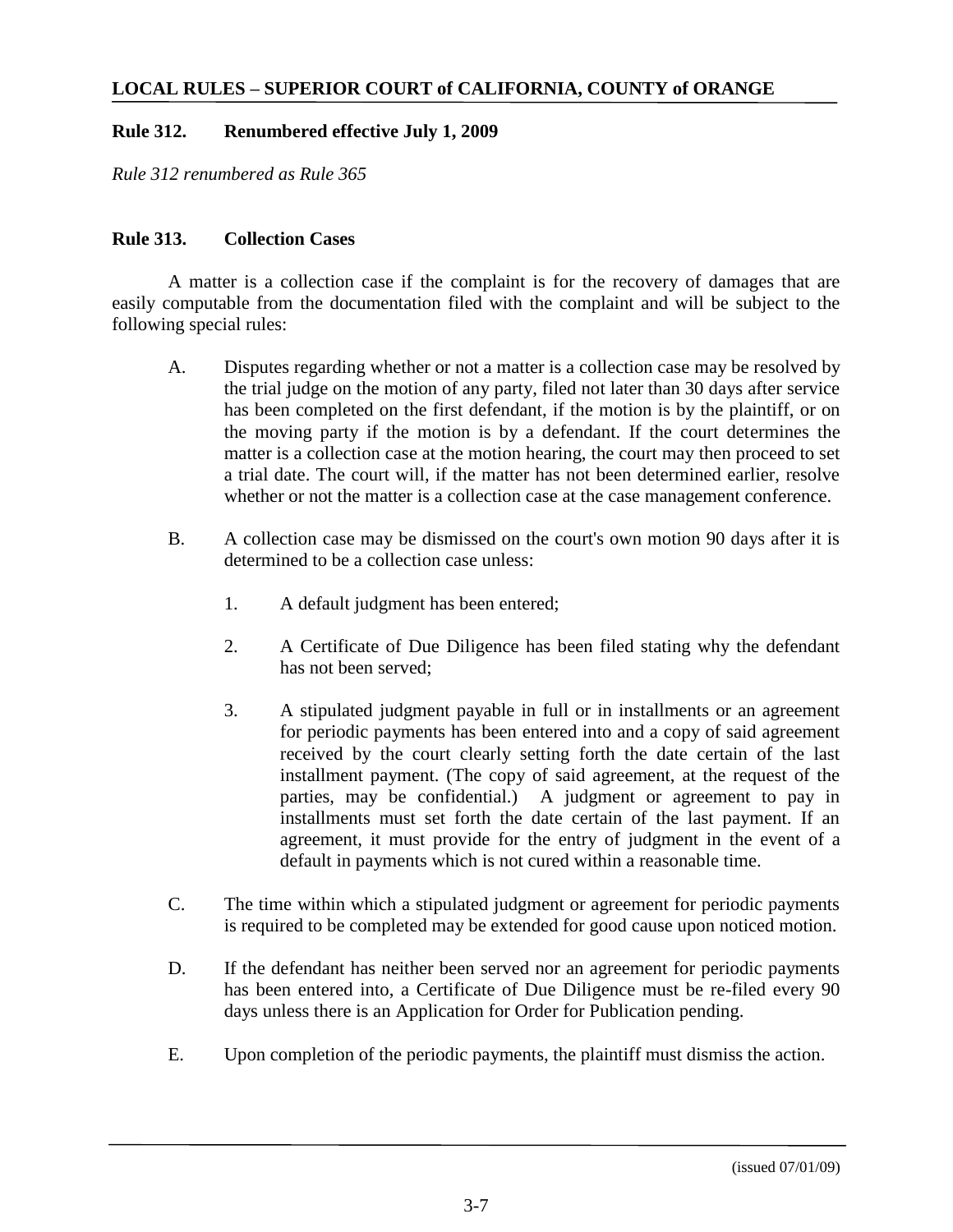## Rule 312. Renumbered effective July 1, 2009

*Rule 312 renumbered as Rule 365*

## Rule 313. Collection Cases

A matter is a collection case if the complaint is for the recovery of damages that are easily computable from the documentation filed with the complaint and will be subject to the following special rules:

A. Disputes regarding whether or not a matter is a collection case may be resolved by the trial judge on the motion of any party, filed not later than 30 days after service has been completed on the first defendant, if the motion is by the plaintiff, or on the moving party if the motion is by a defendant. If the court determines the matter is a collection case at the motion hearing, the court may then proceed to set a trial date. The court will, if the matter has not been determined earlier, resolve whether or not the matter is a collection case at the case management conference.

B. A collection case may be dismissed on the court's own motion 90 days after it is determined to be a collection case unless:

1. A default judgment has been entered;

2. A Certificate of Due Diligence has been filed stating why the defendant has not been served;

3. A stipulated judgment payable in full or in installments or an agreement for periodic payments has been entered into and a copy of said agreement received by the court clearly setting forth the date certain of the last installment payment. (The copy of said agreement, at the request of the parties, may be confidential.) A judgment or agreement to pay in installments must set forth the date certain of the last payment. If an agreement, it must provide for the entry of judgment in the event of a default in payments which is not cured within a reasonable time.

C. The time within which a stipulated judgment or agreement for periodic payments is required to be completed may be extended for good cause upon noticed motion.

D. If the defendant has neither been served nor an agreement for periodic payments has been entered into, a Certificate of Due Diligence must be re-filed every 90 days unless there is an Application for Order for Publication pending.

E. Upon completion of the periodic payments, the plaintiff must dismiss the action.

(issued 07/01/09)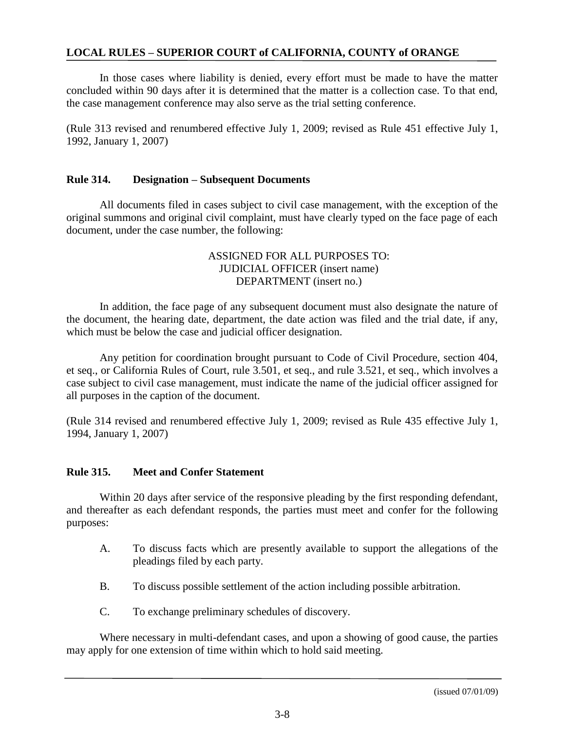In those cases where liability is denied, every effort must be made to have the matter concluded within 90 days after it is determined that the matter is a collection case. To that end, the case management conference may also serve as the trial setting conference.

(Rule 313 revised and renumbered effective July 1, 2009; revised as Rule 451 effective July 1, 1992, January 1, 2007)

### Rule 314. Designation – Subsequent Documents

All documents filed in cases subject to civil case management, with the exception of the original summons and original civil complaint, must have clearly typed on the face page of each document, under the case number, the following:

ASSIGNED FOR ALL PURPOSES TO:
JUDICIAL OFFICER (insert name)
DEPARTMENT (insert no.)

In addition, the face page of any subsequent document must also designate the nature of the document, the hearing date, department, the date action was filed and the trial date, if any, which must be below the case and judicial officer designation.

Any petition for coordination brought pursuant to Code of Civil Procedure, section 404, et seq., or California Rules of Court, rule 3.501, et seq., and rule 3.521, et seq., which involves a case subject to civil case management, must indicate the name of the judicial officer assigned for all purposes in the caption of the document.

(Rule 314 revised and renumbered effective July 1, 2009; revised as Rule 435 effective July 1, 1994, January 1, 2007)

### Rule 315. Meet and Confer Statement

Within 20 days after service of the responsive pleading by the first responding defendant, and thereafter as each defendant responds, the parties must meet and confer for the following purposes:

A. To discuss facts which are presently available to support the allegations of the pleadings filed by each party.

B. To discuss possible settlement of the action including possible arbitration.

C. To exchange preliminary schedules of discovery.

Where necessary in multi-defendant cases, and upon a showing of good cause, the parties may apply for one extension of time within which to hold said meeting.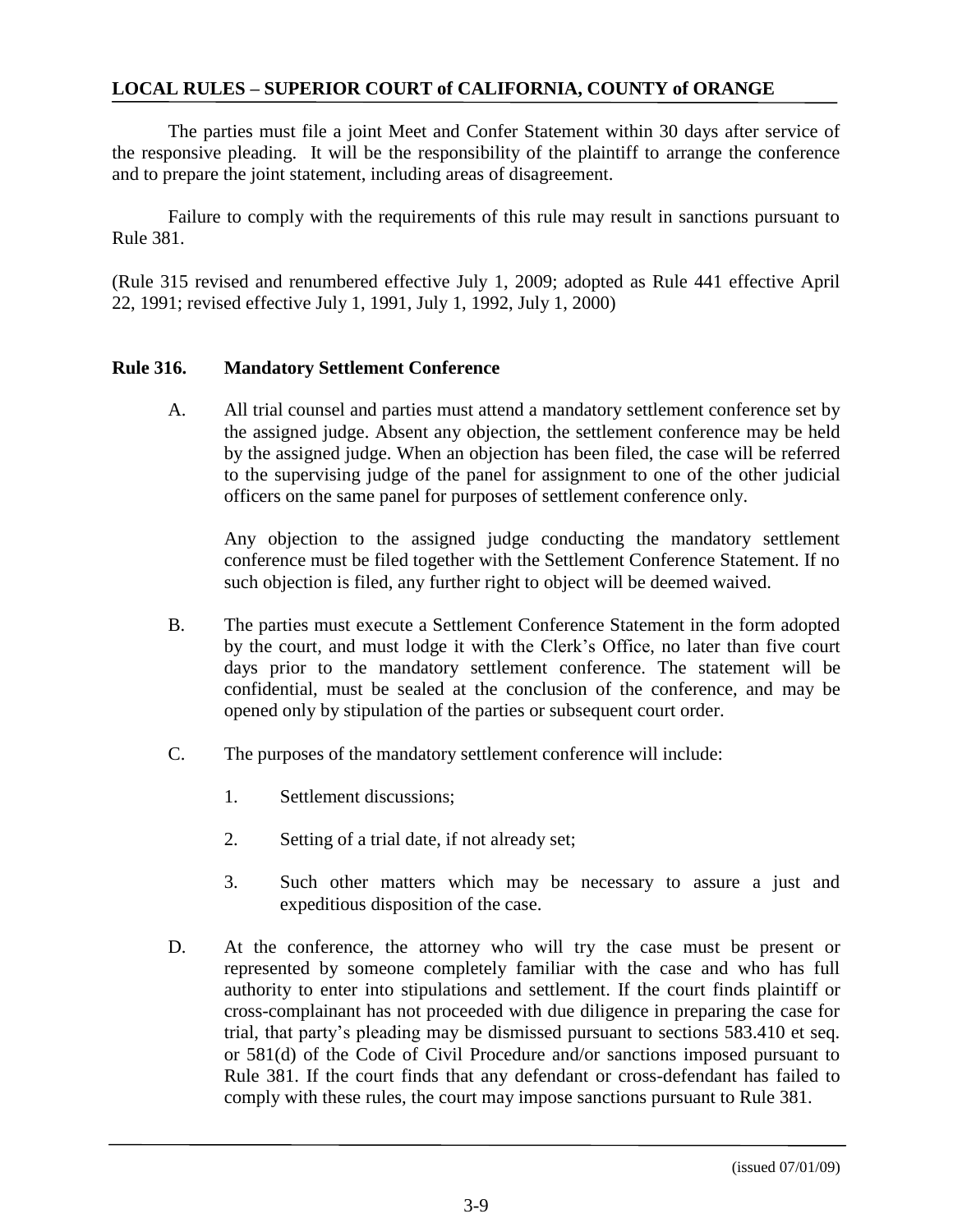The parties must file a joint Meet and Confer Statement within 30 days after service of the responsive pleading. It will be the responsibility of the plaintiff to arrange the conference and to prepare the joint statement, including areas of disagreement.

Failure to comply with the requirements of this rule may result in sanctions pursuant to Rule 381.

(Rule 315 revised and renumbered effective July 1, 2009; adopted as Rule 441 effective April 22, 1991; revised effective July 1, 1991, July 1, 1992, July 1, 2000)

**Rule 316. Mandatory Settlement Conference**

A. All trial counsel and parties must attend a mandatory settlement conference set by the assigned judge. Absent any objection, the settlement conference may be held by the assigned judge. When an objection has been filed, the case will be referred to the supervising judge of the panel for assignment to one of the other judicial officers on the same panel for purposes of settlement conference only.

   Any objection to the assigned judge conducting the mandatory settlement conference must be filed together with the Settlement Conference Statement. If no such objection is filed, any further right to object will be deemed waived.

B. The parties must execute a Settlement Conference Statement in the form adopted by the court, and must lodge it with the Clerk's Office, no later than five court days prior to the mandatory settlement conference. The statement will be confidential, must be sealed at the conclusion of the conference, and may be opened only by stipulation of the parties or subsequent court order.

C. The purposes of the mandatory settlement conference will include:

   1. Settlement discussions;

   2. Setting of a trial date, if not already set;

   3. Such other matters which may be necessary to assure a just and expeditious disposition of the case.

D. At the conference, the attorney who will try the case must be present or represented by someone completely familiar with the case and who has full authority to enter into stipulations and settlement. If the court finds plaintiff or cross-complainant has not proceeded with due diligence in preparing the case for trial, that party's pleading may be dismissed pursuant to sections 583.410 et seq. or 581(d) of the Code of Civil Procedure and/or sanctions imposed pursuant to Rule 381. If the court finds that any defendant or cross-defendant has failed to comply with these rules, the court may impose sanctions pursuant to Rule 381.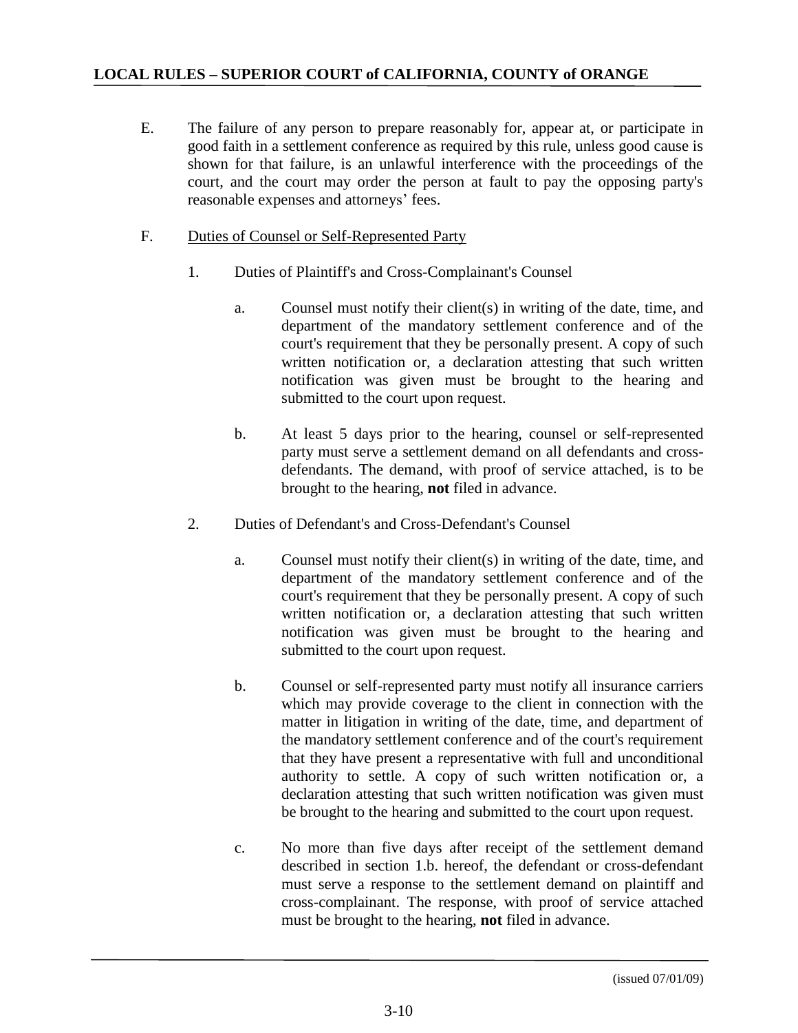E. The failure of any person to prepare reasonably for, appear at, or participate in good faith in a settlement conference as required by this rule, unless good cause is shown for that failure, is an unlawful interference with the proceedings of the court, and the court may order the person at fault to pay the opposing party's reasonable expenses and attorneys' fees.

F. <u>Duties of Counsel or Self-Represented Party</u>

1. Duties of Plaintiff's and Cross-Complainant's Counsel

   a. Counsel must notify their client(s) in writing of the date, time, and department of the mandatory settlement conference and of the court's requirement that they be personally present. A copy of such written notification or, a declaration attesting that such written notification was given must be brought to the hearing and submitted to the court upon request.

   b. At least 5 days prior to the hearing, counsel or self-represented party must serve a settlement demand on all defendants and cross-defendants. The demand, with proof of service attached, is to be brought to the hearing, **not** filed in advance.

2. Duties of Defendant's and Cross-Defendant's Counsel

   a. Counsel must notify their client(s) in writing of the date, time, and department of the mandatory settlement conference and of the court's requirement that they be personally present. A copy of such written notification or, a declaration attesting that such written notification was given must be brought to the hearing and submitted to the court upon request.

   b. Counsel or self-represented party must notify all insurance carriers which may provide coverage to the client in connection with the matter in litigation in writing of the date, time, and department of the mandatory settlement conference and of the court's requirement that they have present a representative with full and unconditional authority to settle. A copy of such written notification or, a declaration attesting that such written notification was given must be brought to the hearing and submitted to the court upon request.

   c. No more than five days after receipt of the settlement demand described in section 1.b. hereof, the defendant or cross-defendant must serve a response to the settlement demand on plaintiff and cross-complainant. The response, with proof of service attached must be brought to the hearing, **not** filed in advance.

(issued 07/01/09)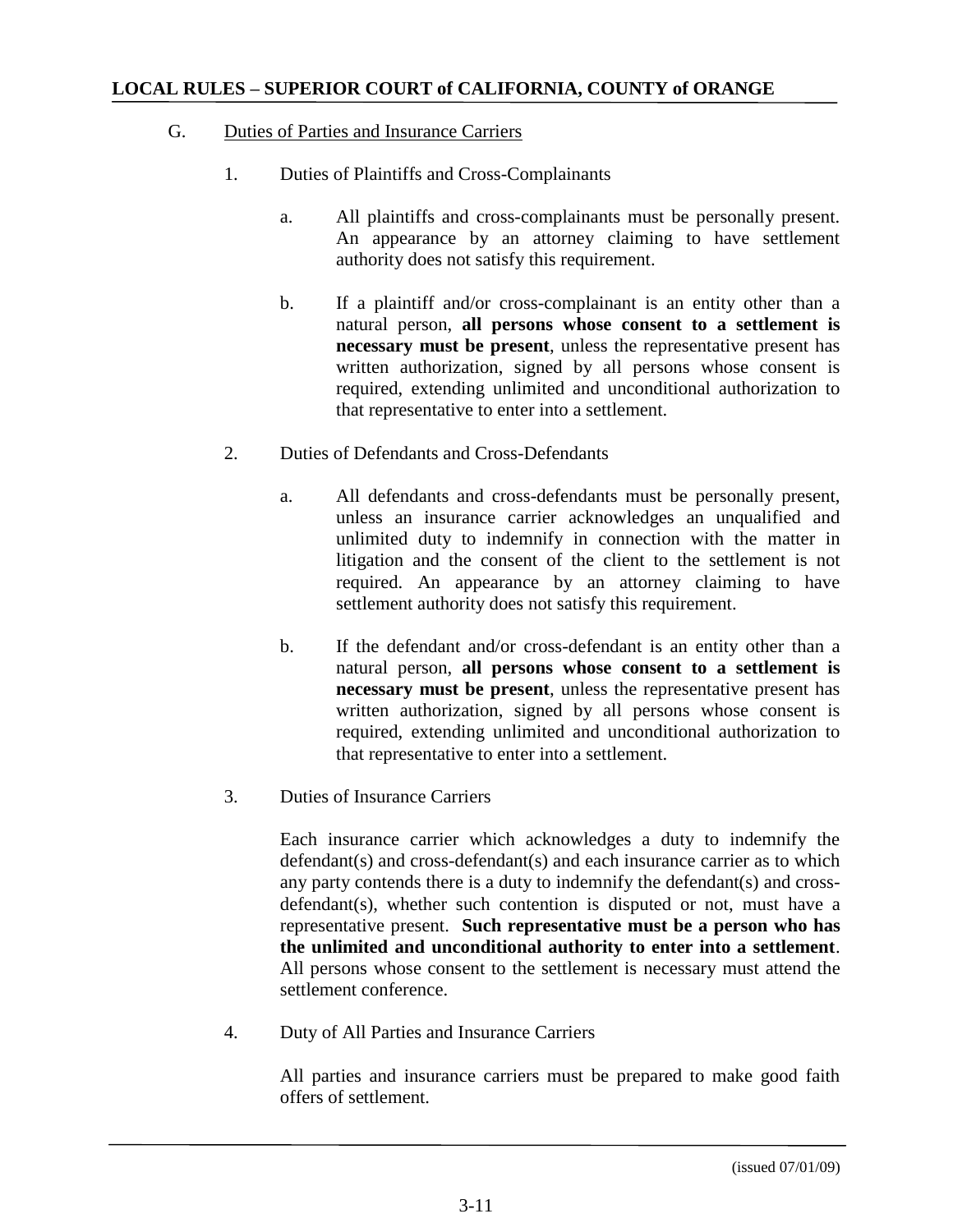G. Duties of Parties and Insurance Carriers

1. Duties of Plaintiffs and Cross-Complainants

   a. All plaintiffs and cross-complainants must be personally present. An appearance by an attorney claiming to have settlement authority does not satisfy this requirement.

   b. If a plaintiff and/or cross-complainant is an entity other than a natural person, **all persons whose consent to a settlement is necessary must be present**, unless the representative present has written authorization, signed by all persons whose consent is required, extending unlimited and unconditional authorization to that representative to enter into a settlement.

2. Duties of Defendants and Cross-Defendants

   a. All defendants and cross-defendants must be personally present, unless an insurance carrier acknowledges an unqualified and unlimited duty to indemnify in connection with the matter in litigation and the consent of the client to the settlement is not required. An appearance by an attorney claiming to have settlement authority does not satisfy this requirement.

   b. If the defendant and/or cross-defendant is an entity other than a natural person, **all persons whose consent to a settlement is necessary must be present**, unless the representative present has written authorization, signed by all persons whose consent is required, extending unlimited and unconditional authorization to that representative to enter into a settlement.

3. Duties of Insurance Carriers

   Each insurance carrier which acknowledges a duty to indemnify the defendant(s) and cross-defendant(s) and each insurance carrier as to which any party contends there is a duty to indemnify the defendant(s) and cross-defendant(s), whether such contention is disputed or not, must have a representative present. **Such representative must be a person who has the unlimited and unconditional authority to enter into a settlement**. All persons whose consent to the settlement is necessary must attend the settlement conference.

4. Duty of All Parties and Insurance Carriers

   All parties and insurance carriers must be prepared to make good faith offers of settlement.

(issued 07/01/09)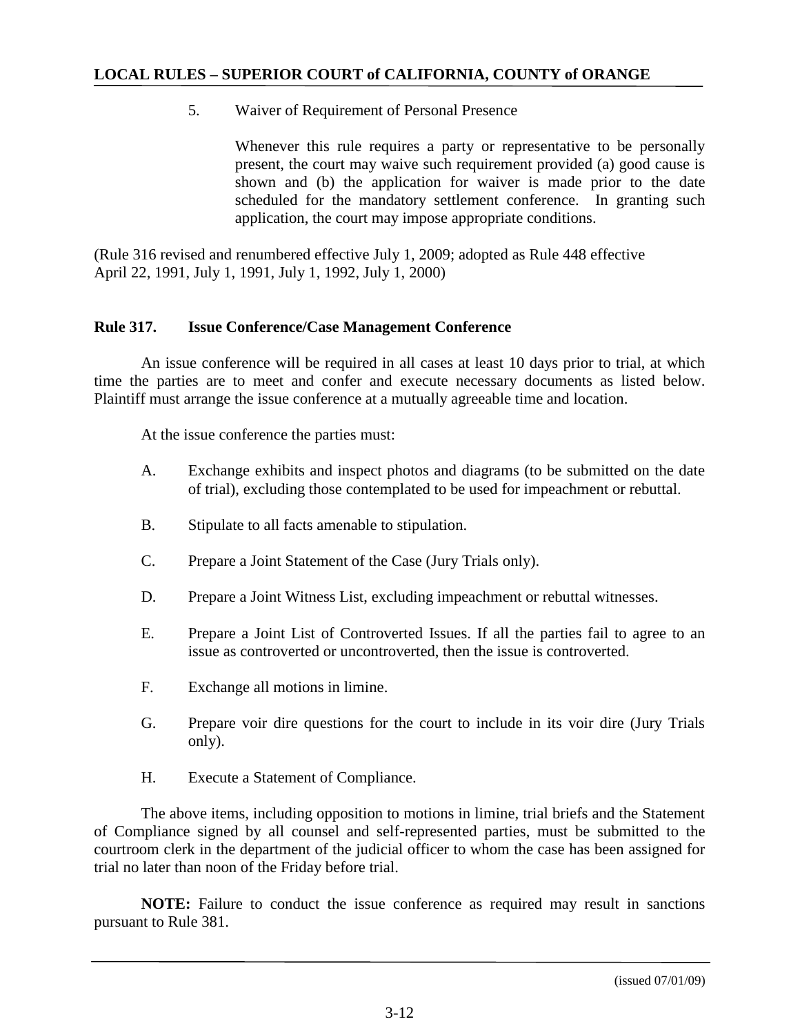5. Waiver of Requirement of Personal Presence

   Whenever this rule requires a party or representative to be personally present, the court may waive such requirement provided (a) good cause is shown and (b) the application for waiver is made prior to the date scheduled for the mandatory settlement conference. In granting such application, the court may impose appropriate conditions.

(Rule 316 revised and renumbered effective July 1, 2009; adopted as Rule 448 effective April 22, 1991, July 1, 1991, July 1, 1992, July 1, 2000)

## Rule 317. Issue Conference/Case Management Conference

An issue conference will be required in all cases at least 10 days prior to trial, at which time the parties are to meet and confer and execute necessary documents as listed below. Plaintiff must arrange the issue conference at a mutually agreeable time and location.

At the issue conference the parties must:

A. Exchange exhibits and inspect photos and diagrams (to be submitted on the date of trial), excluding those contemplated to be used for impeachment or rebuttal.

B. Stipulate to all facts amenable to stipulation.

C. Prepare a Joint Statement of the Case (Jury Trials only).

D. Prepare a Joint Witness List, excluding impeachment or rebuttal witnesses.

E. Prepare a Joint List of Controverted Issues. If all the parties fail to agree to an issue as controverted or uncontroverted, then the issue is controverted.

F. Exchange all motions in limine.

G. Prepare voir dire questions for the court to include in its voir dire (Jury Trials only).

H. Execute a Statement of Compliance.

The above items, including opposition to motions in limine, trial briefs and the Statement of Compliance signed by all counsel and self-represented parties, must be submitted to the courtroom clerk in the department of the judicial officer to whom the case has been assigned for trial no later than noon of the Friday before trial.

**NOTE:** Failure to conduct the issue conference as required may result in sanctions pursuant to Rule 381.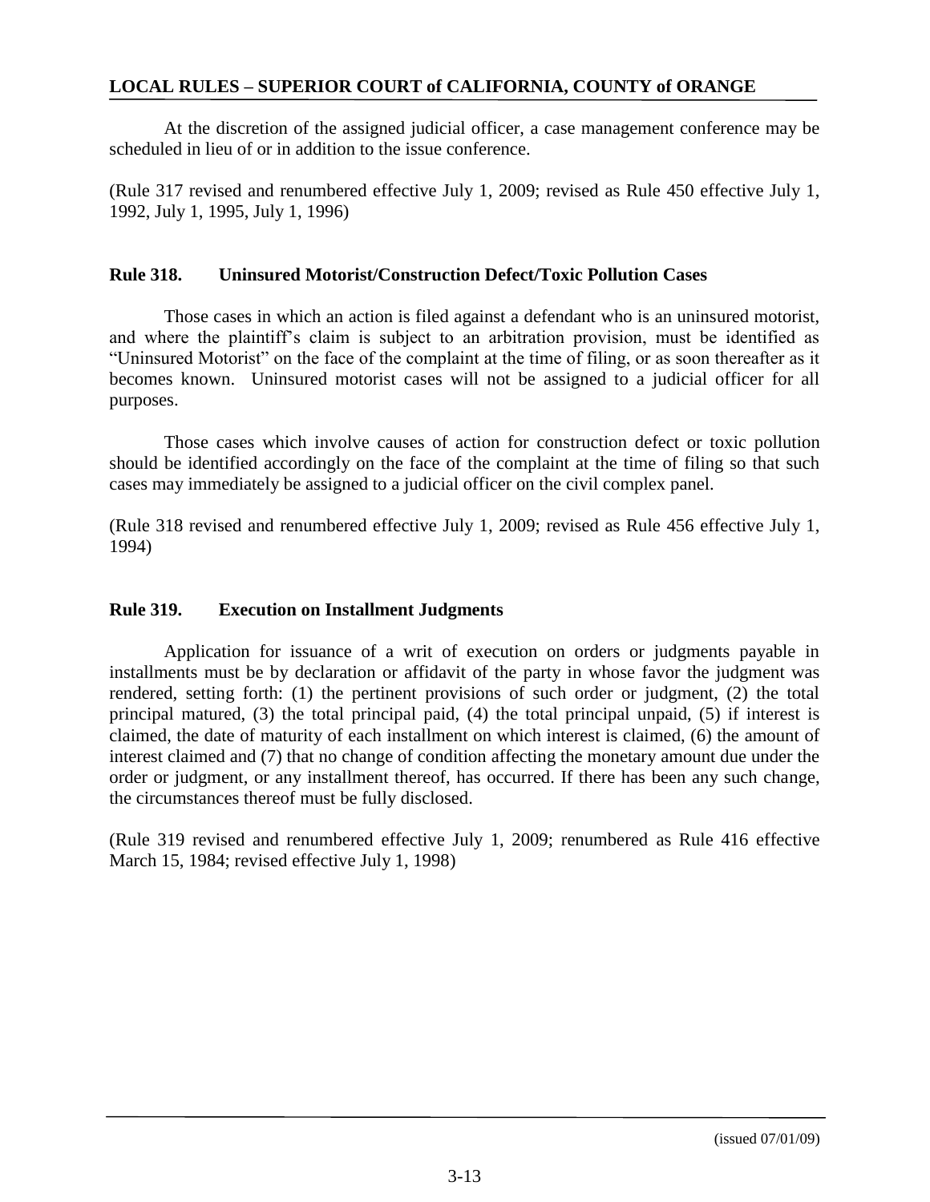At the discretion of the assigned judicial officer, a case management conference may be scheduled in lieu of or in addition to the issue conference.

(Rule 317 revised and renumbered effective July 1, 2009; revised as Rule 450 effective July 1, 1992, July 1, 1995, July 1, 1996)

### Rule 318. Uninsured Motorist/Construction Defect/Toxic Pollution Cases

Those cases in which an action is filed against a defendant who is an uninsured motorist, and where the plaintiff's claim is subject to an arbitration provision, must be identified as "Uninsured Motorist" on the face of the complaint at the time of filing, or as soon thereafter as it becomes known. Uninsured motorist cases will not be assigned to a judicial officer for all purposes.

Those cases which involve causes of action for construction defect or toxic pollution should be identified accordingly on the face of the complaint at the time of filing so that such cases may immediately be assigned to a judicial officer on the civil complex panel.

(Rule 318 revised and renumbered effective July 1, 2009; revised as Rule 456 effective July 1, 1994)

### Rule 319. Execution on Installment Judgments

Application for issuance of a writ of execution on orders or judgments payable in installments must be by declaration or affidavit of the party in whose favor the judgment was rendered, setting forth: (1) the pertinent provisions of such order or judgment, (2) the total principal matured, (3) the total principal paid, (4) the total principal unpaid, (5) if interest is claimed, the date of maturity of each installment on which interest is claimed, (6) the amount of interest claimed and (7) that no change of condition affecting the monetary amount due under the order or judgment, or any installment thereof, has occurred. If there has been any such change, the circumstances thereof must be fully disclosed.

(Rule 319 revised and renumbered effective July 1, 2009; renumbered as Rule 416 effective March 15, 1984; revised effective July 1, 1998)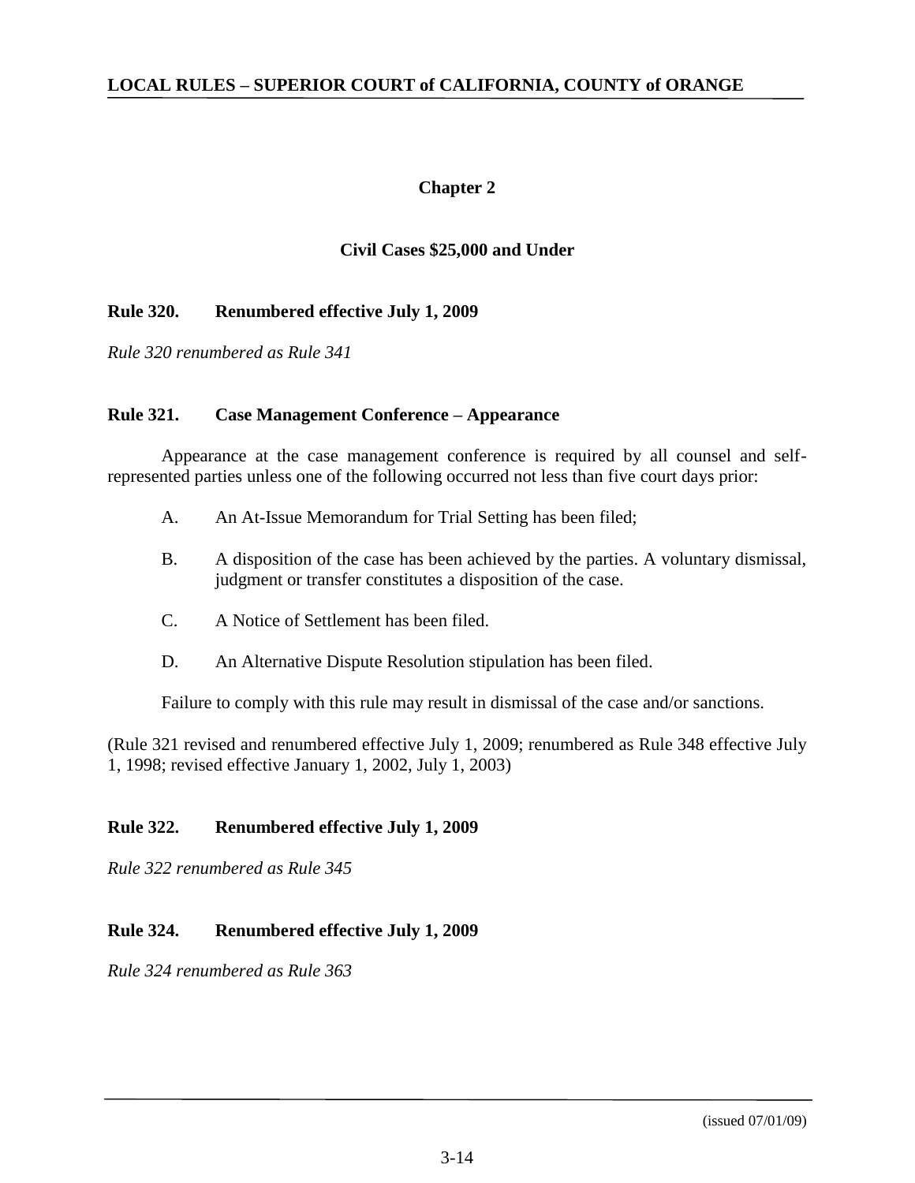## Chapter 2

### Civil Cases $25,000 and Under

**Rule 320. Renumbered effective July 1, 2009**

*Rule 320 renumbered as Rule 341*

**Rule 321. Case Management Conference – Appearance**

Appearance at the case management conference is required by all counsel and self-represented parties unless one of the following occurred not less than five court days prior:

A. An At-Issue Memorandum for Trial Setting has been filed;

B. A disposition of the case has been achieved by the parties. A voluntary dismissal, judgment or transfer constitutes a disposition of the case.

C. A Notice of Settlement has been filed.

D. An Alternative Dispute Resolution stipulation has been filed.

Failure to comply with this rule may result in dismissal of the case and/or sanctions.

(Rule 321 revised and renumbered effective July 1, 2009; renumbered as Rule 348 effective July 1, 1998; revised effective January 1, 2002, July 1, 2003)

**Rule 322. Renumbered effective July 1, 2009**

*Rule 322 renumbered as Rule 345*

**Rule 324. Renumbered effective July 1, 2009**

*Rule 324 renumbered as Rule 363*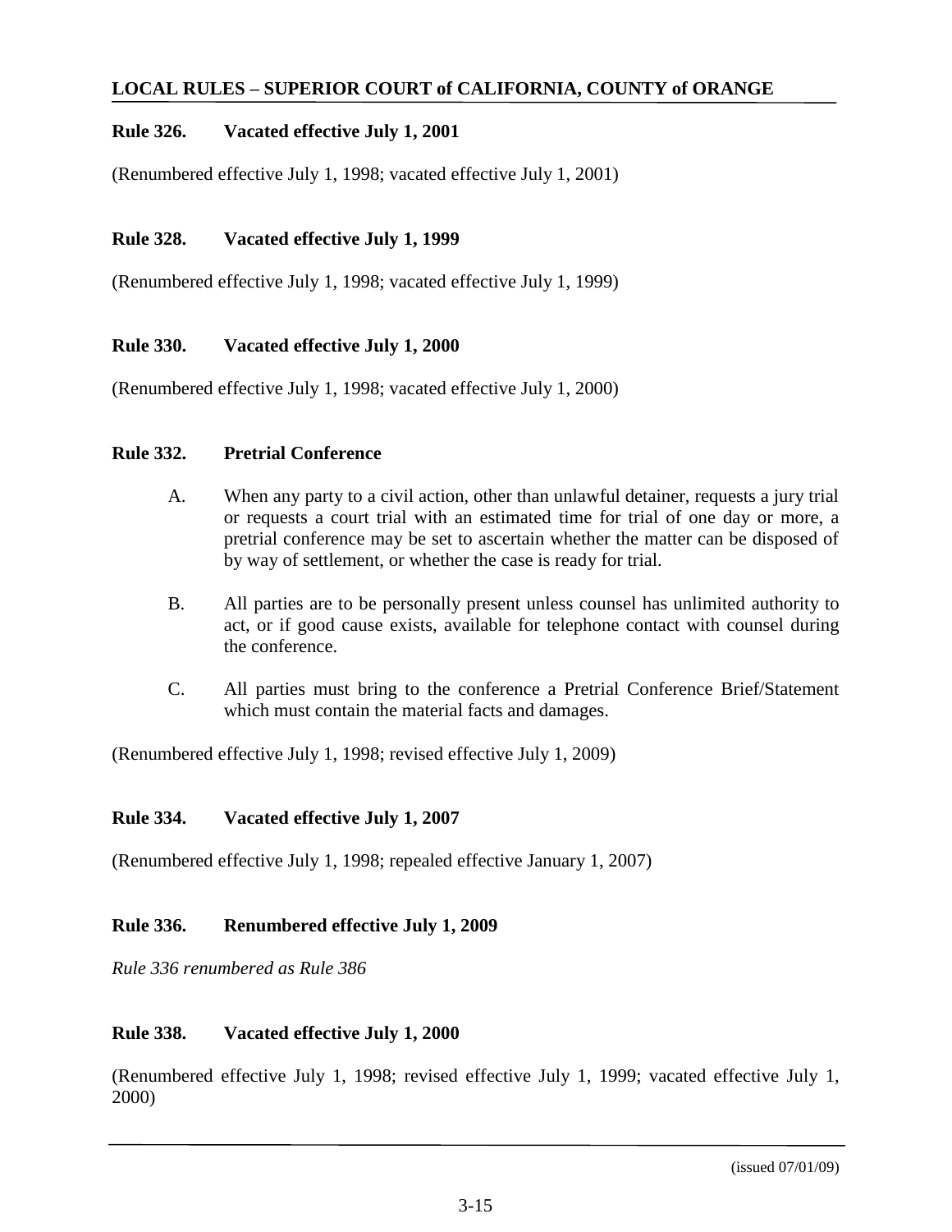**Rule 326. Vacated effective July 1, 2001**

(Renumbered effective July 1, 1998; vacated effective July 1, 2001)

**Rule 328. Vacated effective July 1, 1999**

(Renumbered effective July 1, 1998; vacated effective July 1, 1999)

**Rule 330. Vacated effective July 1, 2000**

(Renumbered effective July 1, 1998; vacated effective July 1, 2000)

**Rule 332. Pretrial Conference**

A. When any party to a civil action, other than unlawful detainer, requests a jury trial or requests a court trial with an estimated time for trial of one day or more, a pretrial conference may be set to ascertain whether the matter can be disposed of by way of settlement, or whether the case is ready for trial.

B. All parties are to be personally present unless counsel has unlimited authority to act, or if good cause exists, available for telephone contact with counsel during the conference.

C. All parties must bring to the conference a Pretrial Conference Brief/Statement which must contain the material facts and damages.

(Renumbered effective July 1, 1998; revised effective July 1, 2009)

**Rule 334. Vacated effective July 1, 2007**

(Renumbered effective July 1, 1998; repealed effective January 1, 2007)

**Rule 336. Renumbered effective July 1, 2009**

*Rule 336 renumbered as Rule 386*

**Rule 338. Vacated effective July 1, 2000**

(Renumbered effective July 1, 1998; revised effective July 1, 1999; vacated effective July 1, 2000)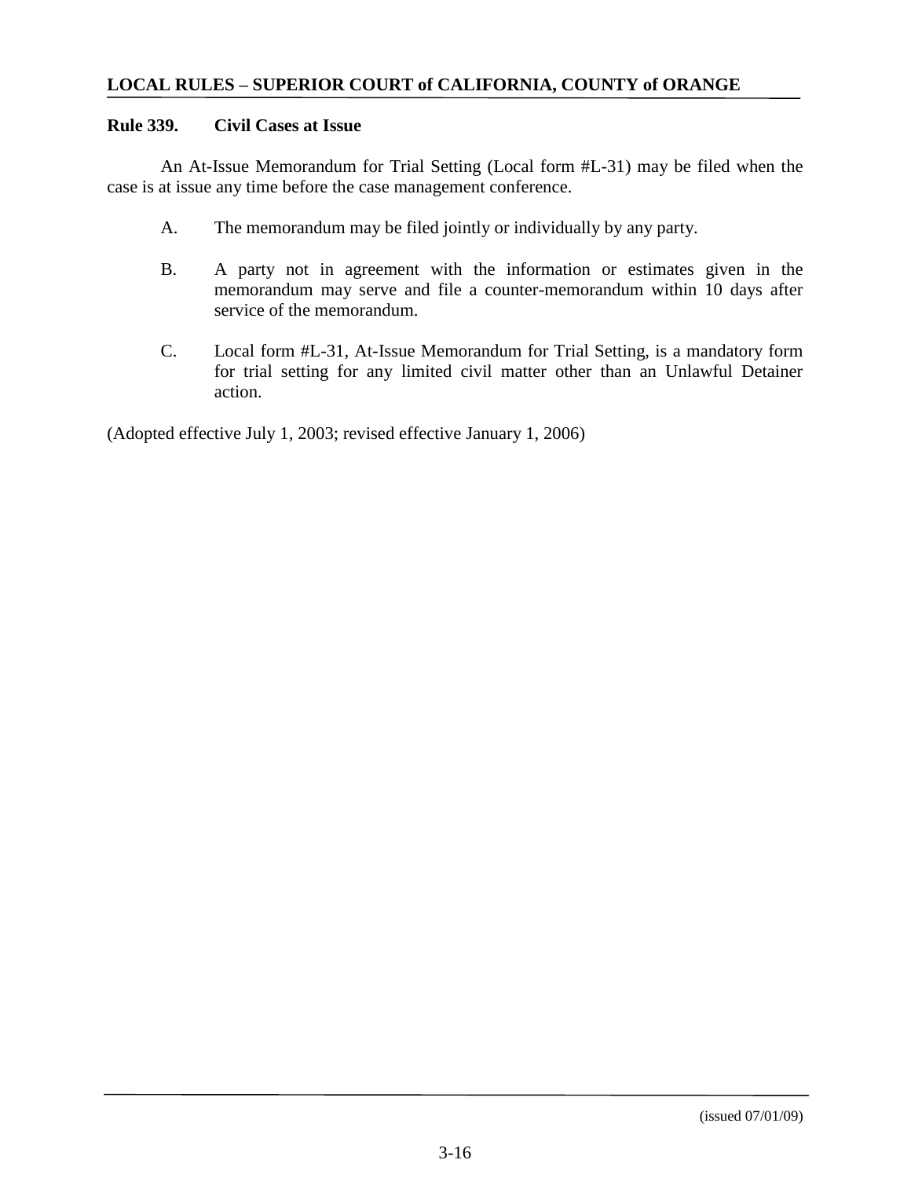## Rule 339. Civil Cases at Issue

An At-Issue Memorandum for Trial Setting (Local form #L-31) may be filed when the case is at issue any time before the case management conference.

A. The memorandum may be filed jointly or individually by any party.

B. A party not in agreement with the information or estimates given in the memorandum may serve and file a counter-memorandum within 10 days after service of the memorandum.

C. Local form #L-31, At-Issue Memorandum for Trial Setting, is a mandatory form for trial setting for any limited civil matter other than an Unlawful Detainer action.

(Adopted effective July 1, 2003; revised effective January 1, 2006)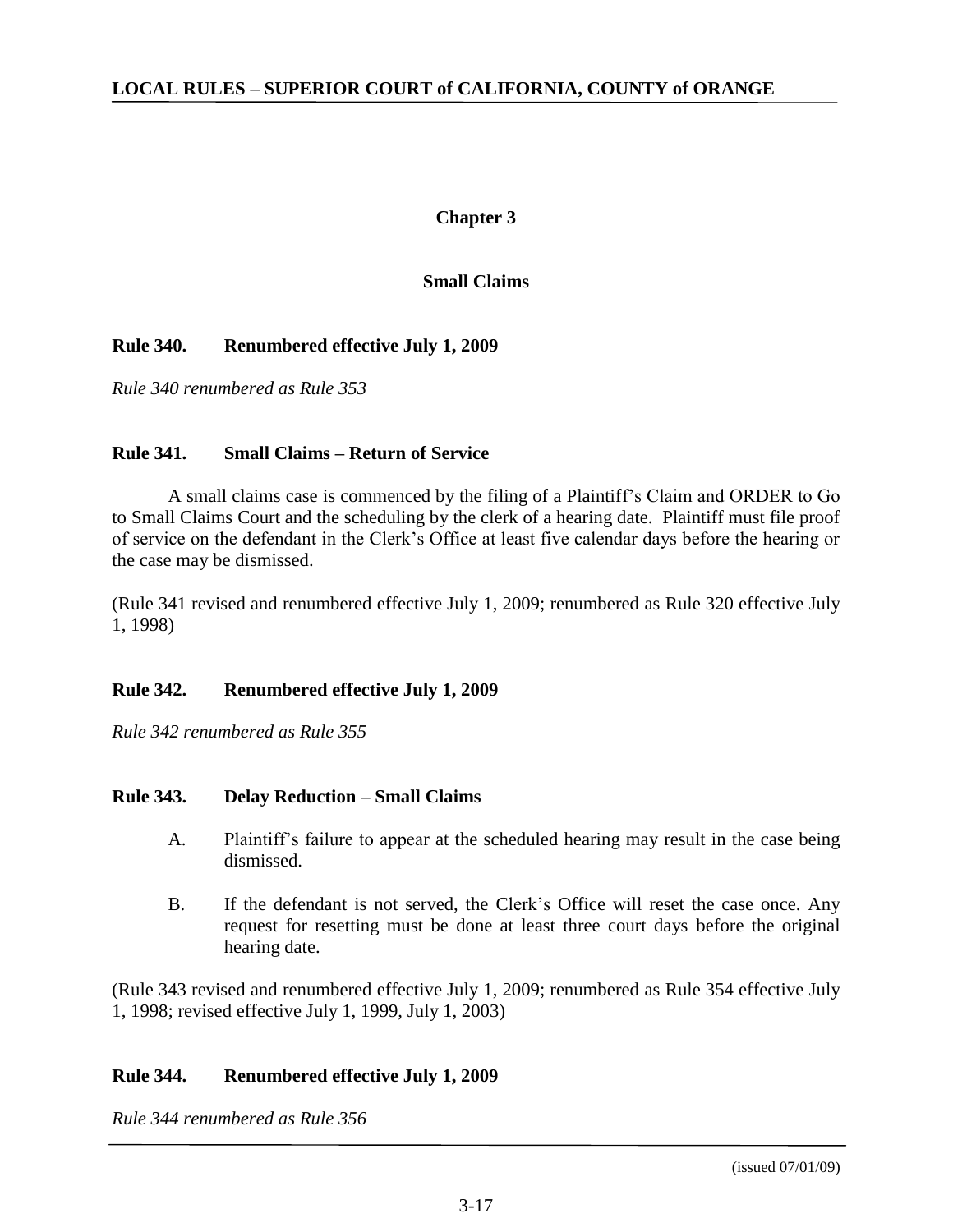# Chapter 3

## Small Claims

### Rule 340. Renumbered effective July 1, 2009

*Rule 340 renumbered as Rule 353*

### Rule 341. Small Claims – Return of Service

A small claims case is commenced by the filing of a Plaintiff's Claim and ORDER to Go to Small Claims Court and the scheduling by the clerk of a hearing date. Plaintiff must file proof of service on the defendant in the Clerk's Office at least five calendar days before the hearing or the case may be dismissed.

(Rule 341 revised and renumbered effective July 1, 2009; renumbered as Rule 320 effective July 1, 1998)

### Rule 342. Renumbered effective July 1, 2009

*Rule 342 renumbered as Rule 355*

### Rule 343. Delay Reduction – Small Claims

A. Plaintiff's failure to appear at the scheduled hearing may result in the case being dismissed.

B. If the defendant is not served, the Clerk's Office will reset the case once. Any request for resetting must be done at least three court days before the original hearing date.

(Rule 343 revised and renumbered effective July 1, 2009; renumbered as Rule 354 effective July 1, 1998; revised effective July 1, 1999, July 1, 2003)

### Rule 344. Renumbered effective July 1, 2009

*Rule 344 renumbered as Rule 356*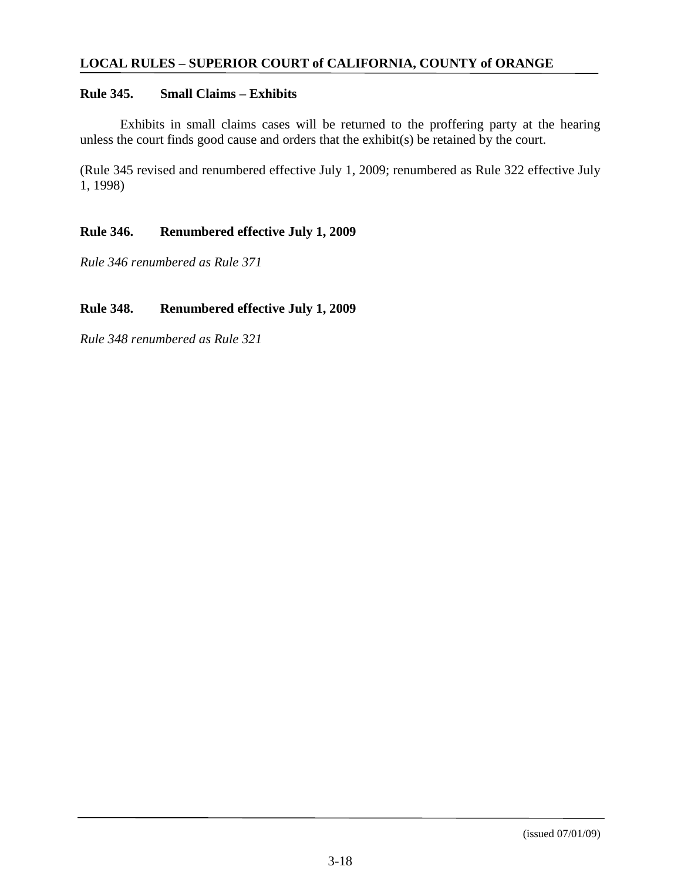## Rule 345. Small Claims – Exhibits

Exhibits in small claims cases will be returned to the proffering party at the hearing unless the court finds good cause and orders that the exhibit(s) be retained by the court.

(Rule 345 revised and renumbered effective July 1, 2009; renumbered as Rule 322 effective July 1, 1998)

## Rule 346. Renumbered effective July 1, 2009

*Rule 346 renumbered as Rule 371*

## Rule 348. Renumbered effective July 1, 2009

*Rule 348 renumbered as Rule 321*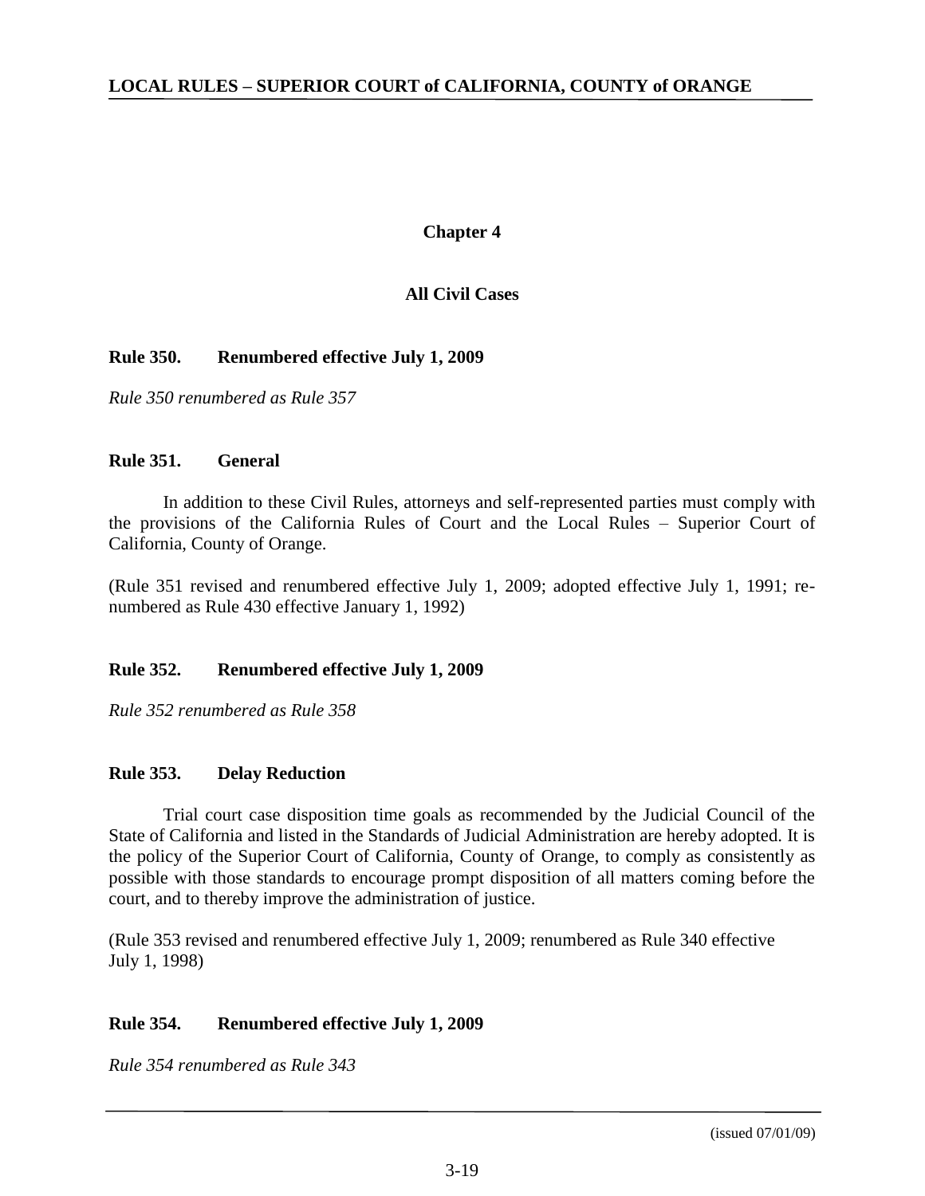## Chapter 4

## All Civil Cases

**Rule 350. Renumbered effective July 1, 2009**

*Rule 350 renumbered as Rule 357*

**Rule 351. General**

In addition to these Civil Rules, attorneys and self-represented parties must comply with the provisions of the California Rules of Court and the Local Rules – Superior Court of California, County of Orange.

(Rule 351 revised and renumbered effective July 1, 2009; adopted effective July 1, 1991; re-numbered as Rule 430 effective January 1, 1992)

**Rule 352. Renumbered effective July 1, 2009**

*Rule 352 renumbered as Rule 358*

**Rule 353. Delay Reduction**

Trial court case disposition time goals as recommended by the Judicial Council of the State of California and listed in the Standards of Judicial Administration are hereby adopted. It is the policy of the Superior Court of California, County of Orange, to comply as consistently as possible with those standards to encourage prompt disposition of all matters coming before the court, and to thereby improve the administration of justice.

(Rule 353 revised and renumbered effective July 1, 2009; renumbered as Rule 340 effective July 1, 1998)

**Rule 354. Renumbered effective July 1, 2009**

*Rule 354 renumbered as Rule 343*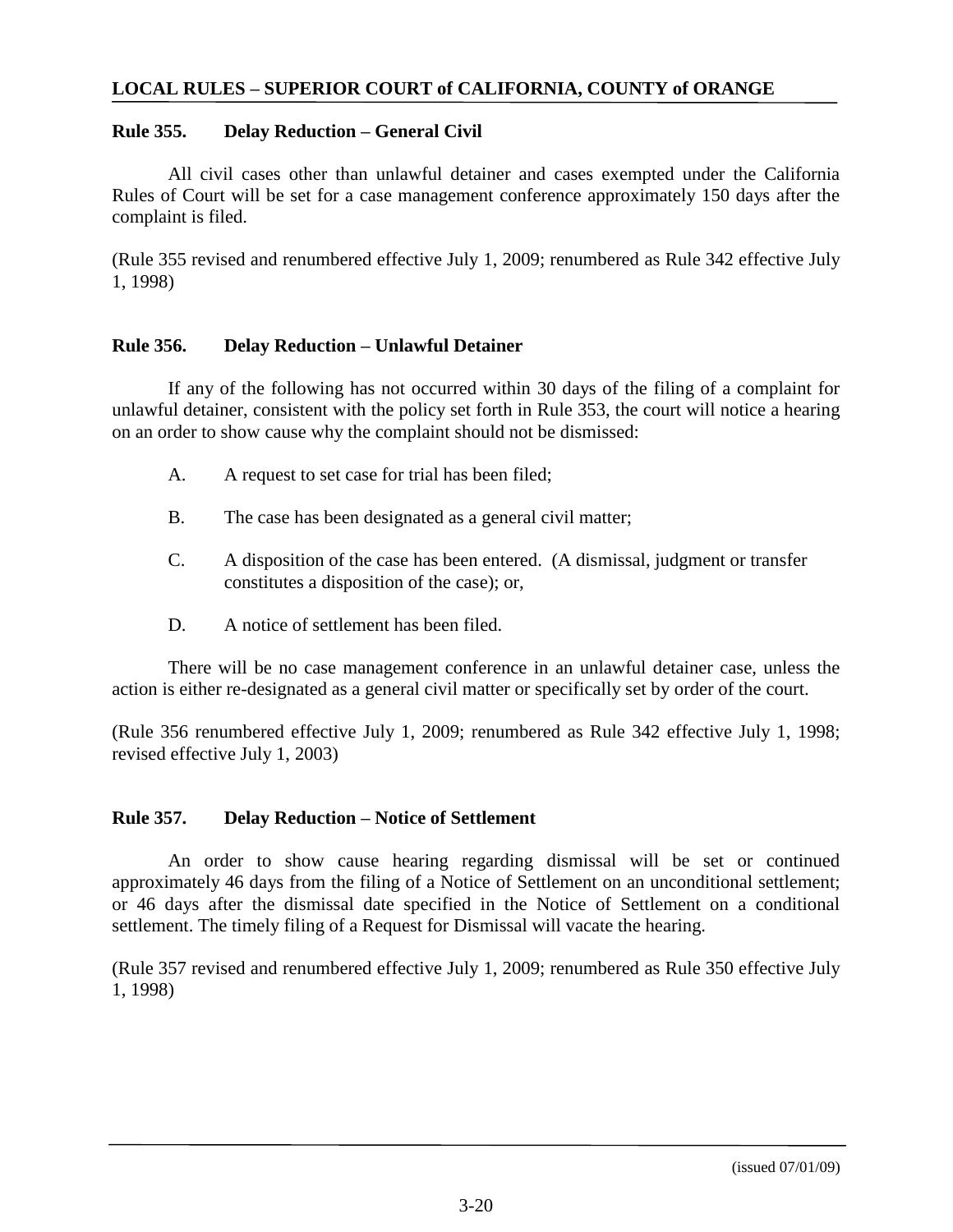## Rule 355. Delay Reduction – General Civil

All civil cases other than unlawful detainer and cases exempted under the California Rules of Court will be set for a case management conference approximately 150 days after the complaint is filed.

(Rule 355 revised and renumbered effective July 1, 2009; renumbered as Rule 342 effective July 1, 1998)

## Rule 356. Delay Reduction – Unlawful Detainer

If any of the following has not occurred within 30 days of the filing of a complaint for unlawful detainer, consistent with the policy set forth in Rule 353, the court will notice a hearing on an order to show cause why the complaint should not be dismissed:

A. A request to set case for trial has been filed;

B. The case has been designated as a general civil matter;

C. A disposition of the case has been entered. (A dismissal, judgment or transfer constitutes a disposition of the case); or,

D. A notice of settlement has been filed.

There will be no case management conference in an unlawful detainer case, unless the action is either re-designated as a general civil matter or specifically set by order of the court.

(Rule 356 renumbered effective July 1, 2009; renumbered as Rule 342 effective July 1, 1998; revised effective July 1, 2003)

## Rule 357. Delay Reduction – Notice of Settlement

An order to show cause hearing regarding dismissal will be set or continued approximately 46 days from the filing of a Notice of Settlement on an unconditional settlement; or 46 days after the dismissal date specified in the Notice of Settlement on a conditional settlement. The timely filing of a Request for Dismissal will vacate the hearing.

(Rule 357 revised and renumbered effective July 1, 2009; renumbered as Rule 350 effective July 1, 1998)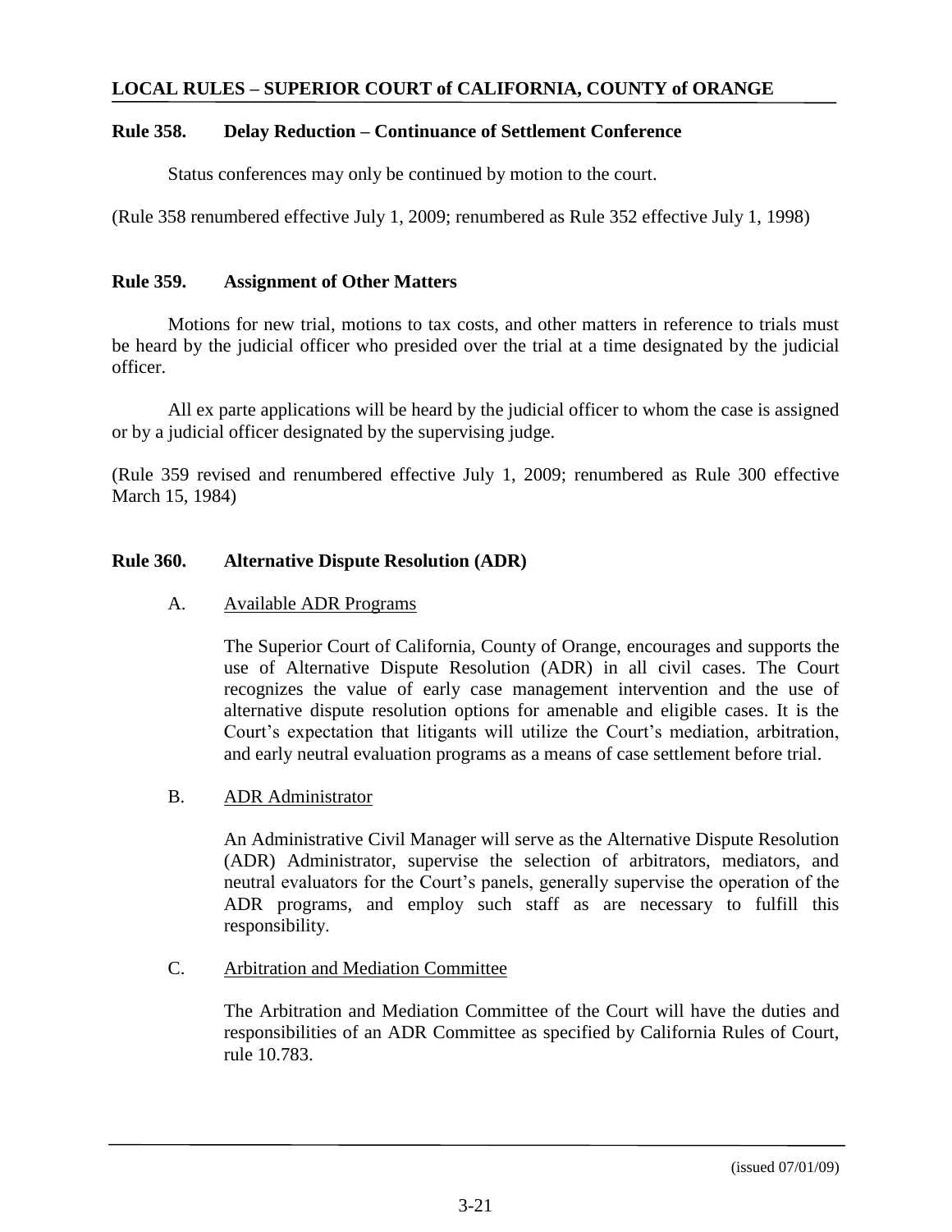### Rule 358. Delay Reduction – Continuance of Settlement Conference

Status conferences may only be continued by motion to the court.

(Rule 358 renumbered effective July 1, 2009; renumbered as Rule 352 effective July 1, 1998)

### Rule 359. Assignment of Other Matters

Motions for new trial, motions to tax costs, and other matters in reference to trials must be heard by the judicial officer who presided over the trial at a time designated by the judicial officer.

All ex parte applications will be heard by the judicial officer to whom the case is assigned or by a judicial officer designated by the supervising judge.

(Rule 359 revised and renumbered effective July 1, 2009; renumbered as Rule 300 effective March 15, 1984)

### Rule 360. Alternative Dispute Resolution (ADR)

A. Available ADR Programs

The Superior Court of California, County of Orange, encourages and supports the use of Alternative Dispute Resolution (ADR) in all civil cases. The Court recognizes the value of early case management intervention and the use of alternative dispute resolution options for amenable and eligible cases. It is the Court's expectation that litigants will utilize the Court's mediation, arbitration, and early neutral evaluation programs as a means of case settlement before trial.

B. ADR Administrator

An Administrative Civil Manager will serve as the Alternative Dispute Resolution (ADR) Administrator, supervise the selection of arbitrators, mediators, and neutral evaluators for the Court's panels, generally supervise the operation of the ADR programs, and employ such staff as are necessary to fulfill this responsibility.

C. Arbitration and Mediation Committee

The Arbitration and Mediation Committee of the Court will have the duties and responsibilities of an ADR Committee as specified by California Rules of Court, rule 10.783.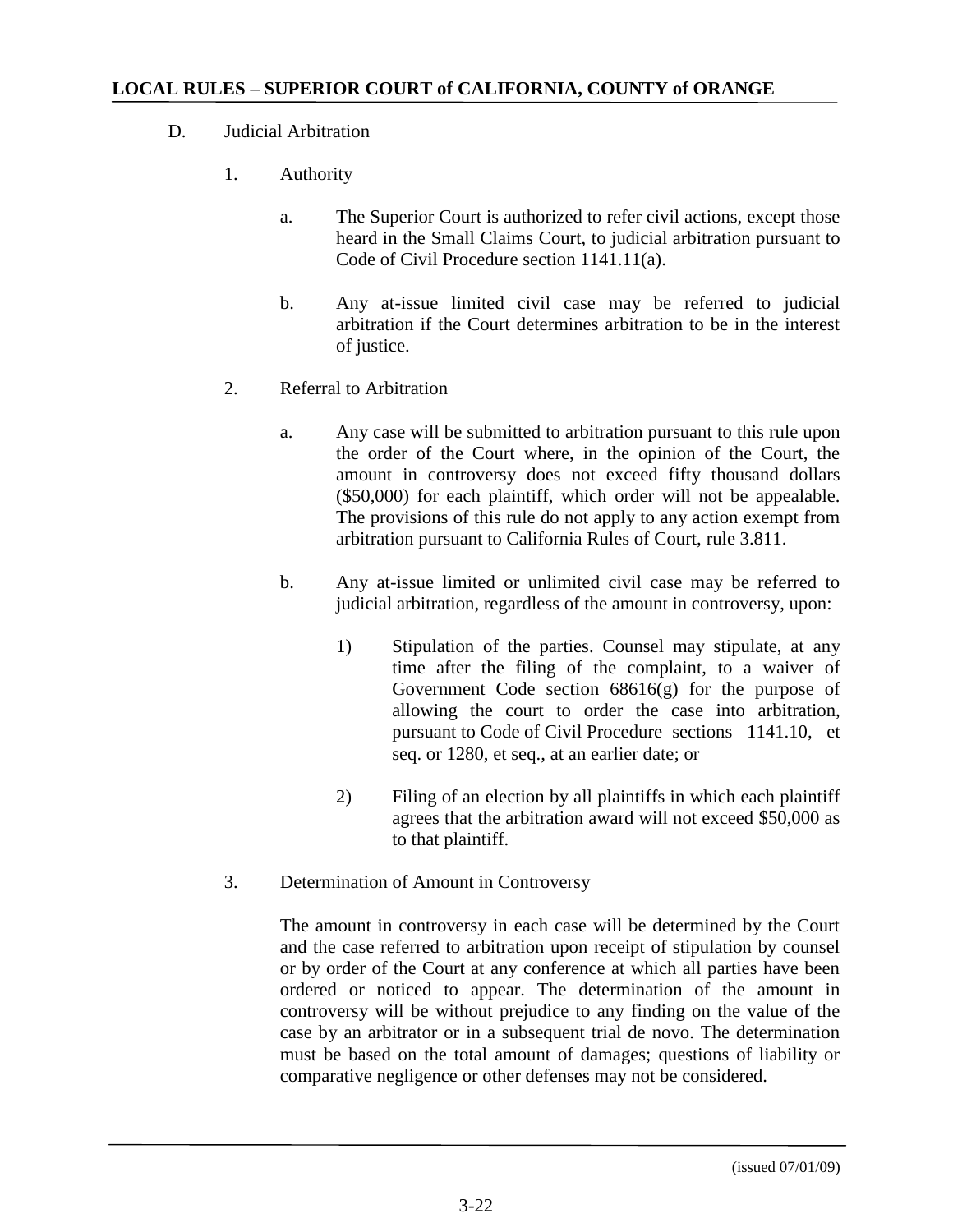D. <u>Judicial Arbitration</u>

1. Authority

   a. The Superior Court is authorized to refer civil actions, except those heard in the Small Claims Court, to judicial arbitration pursuant to Code of Civil Procedure section 1141.11(a).

   b. Any at-issue limited civil case may be referred to judicial arbitration if the Court determines arbitration to be in the interest of justice.

2. Referral to Arbitration

   a. Any case will be submitted to arbitration pursuant to this rule upon the order of the Court where, in the opinion of the Court, the amount in controversy does not exceed fifty thousand dollars ($50,000) for each plaintiff, which order will not be appealable. The provisions of this rule do not apply to any action exempt from arbitration pursuant to California Rules of Court, rule 3.811.

   b. Any at-issue limited or unlimited civil case may be referred to judicial arbitration, regardless of the amount in controversy, upon:

      1) Stipulation of the parties. Counsel may stipulate, at any time after the filing of the complaint, to a waiver of Government Code section 68616(g) for the purpose of allowing the court to order the case into arbitration, pursuant to Code of Civil Procedure sections 1141.10, et seq. or 1280, et seq., at an earlier date; or

      2) Filing of an election by all plaintiffs in which each plaintiff agrees that the arbitration award will not exceed $50,000 as to that plaintiff.

3. Determination of Amount in Controversy

   The amount in controversy in each case will be determined by the Court and the case referred to arbitration upon receipt of stipulation by counsel or by order of the Court at any conference at which all parties have been ordered or noticed to appear. The determination of the amount in controversy will be without prejudice to any finding on the value of the case by an arbitrator or in a subsequent trial de novo. The determination must be based on the total amount of damages; questions of liability or comparative negligence or other defenses may not be considered.

(issued 07/01/09)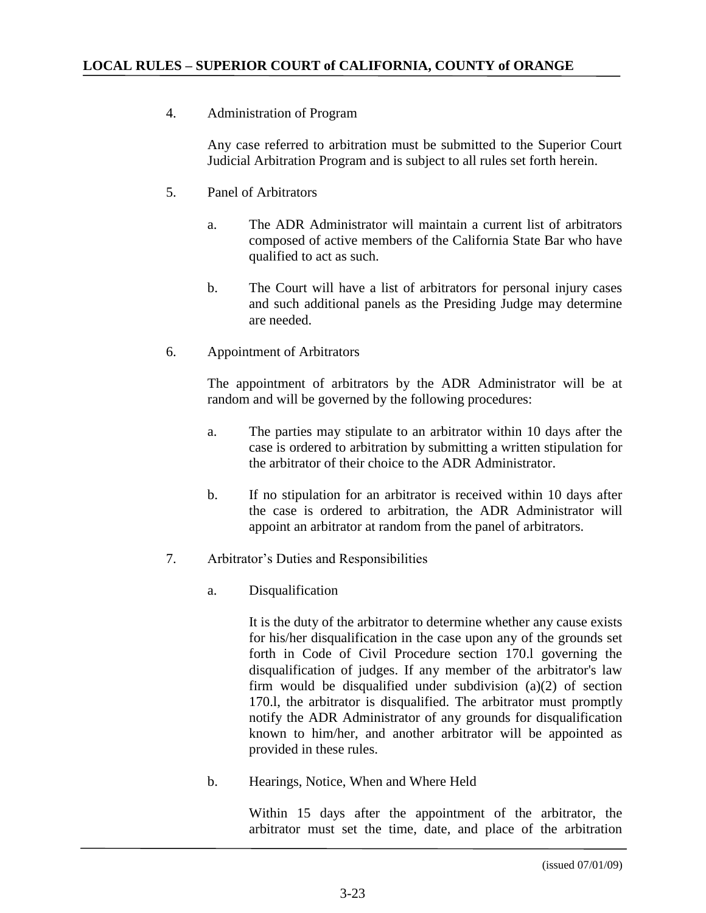4. Administration of Program

   Any case referred to arbitration must be submitted to the Superior Court Judicial Arbitration Program and is subject to all rules set forth herein.

5. Panel of Arbitrators

   a. The ADR Administrator will maintain a current list of arbitrators composed of active members of the California State Bar who have qualified to act as such.

   b. The Court will have a list of arbitrators for personal injury cases and such additional panels as the Presiding Judge may determine are needed.

6. Appointment of Arbitrators

   The appointment of arbitrators by the ADR Administrator will be at random and will be governed by the following procedures:

   a. The parties may stipulate to an arbitrator within 10 days after the case is ordered to arbitration by submitting a written stipulation for the arbitrator of their choice to the ADR Administrator.

   b. If no stipulation for an arbitrator is received within 10 days after the case is ordered to arbitration, the ADR Administrator will appoint an arbitrator at random from the panel of arbitrators.

7. Arbitrator's Duties and Responsibilities

   a. Disqualification

      It is the duty of the arbitrator to determine whether any cause exists for his/her disqualification in the case upon any of the grounds set forth in Code of Civil Procedure section 170.l governing the disqualification of judges. If any member of the arbitrator's law firm would be disqualified under subdivision (a)(2) of section 170.l, the arbitrator is disqualified. The arbitrator must promptly notify the ADR Administrator of any grounds for disqualification known to him/her, and another arbitrator will be appointed as provided in these rules.

   b. Hearings, Notice, When and Where Held

      Within 15 days after the appointment of the arbitrator, the arbitrator must set the time, date, and place of the arbitration

(issued 07/01/09)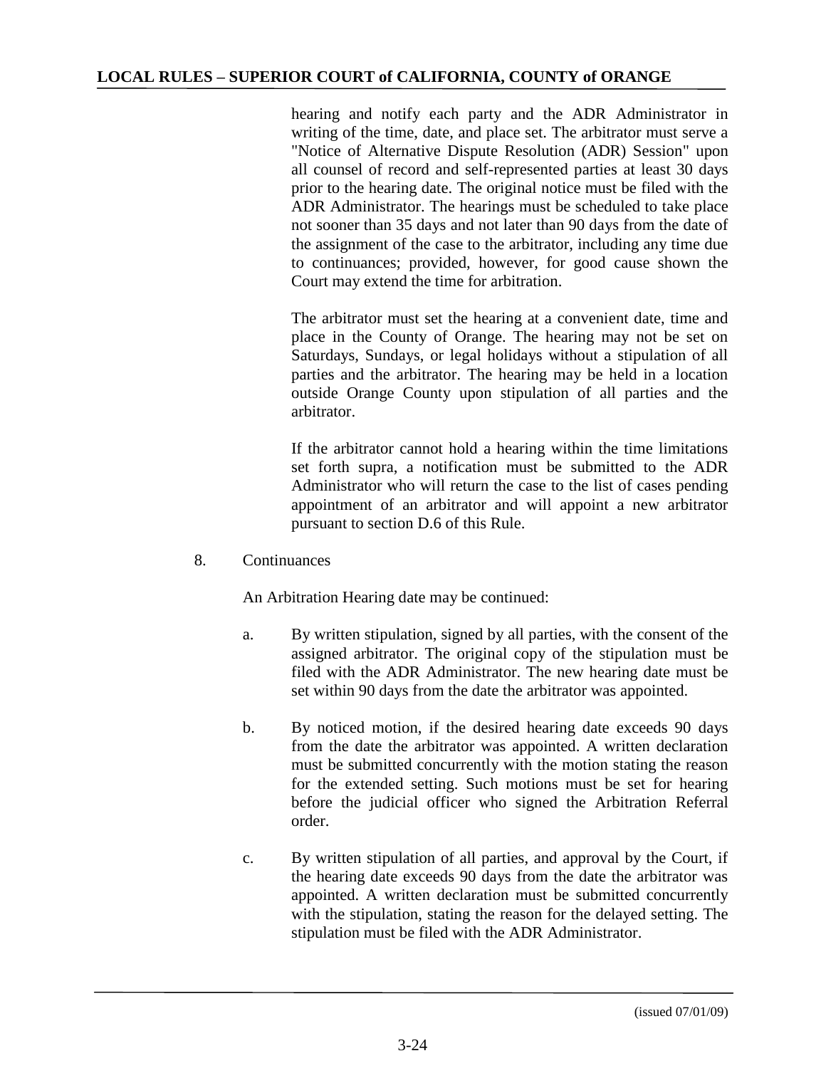hearing and notify each party and the ADR Administrator in writing of the time, date, and place set. The arbitrator must serve a "Notice of Alternative Dispute Resolution (ADR) Session" upon all counsel of record and self-represented parties at least 30 days prior to the hearing date. The original notice must be filed with the ADR Administrator. The hearings must be scheduled to take place not sooner than 35 days and not later than 90 days from the date of the assignment of the case to the arbitrator, including any time due to continuances; provided, however, for good cause shown the Court may extend the time for arbitration.

The arbitrator must set the hearing at a convenient date, time and place in the County of Orange. The hearing may not be set on Saturdays, Sundays, or legal holidays without a stipulation of all parties and the arbitrator. The hearing may be held in a location outside Orange County upon stipulation of all parties and the arbitrator.

If the arbitrator cannot hold a hearing within the time limitations set forth supra, a notification must be submitted to the ADR Administrator who will return the case to the list of cases pending appointment of an arbitrator and will appoint a new arbitrator pursuant to section D.6 of this Rule.

8. Continuances

An Arbitration Hearing date may be continued:

a. By written stipulation, signed by all parties, with the consent of the assigned arbitrator. The original copy of the stipulation must be filed with the ADR Administrator. The new hearing date must be set within 90 days from the date the arbitrator was appointed.

b. By noticed motion, if the desired hearing date exceeds 90 days from the date the arbitrator was appointed. A written declaration must be submitted concurrently with the motion stating the reason for the extended setting. Such motions must be set for hearing before the judicial officer who signed the Arbitration Referral order.

c. By written stipulation of all parties, and approval by the Court, if the hearing date exceeds 90 days from the date the arbitrator was appointed. A written declaration must be submitted concurrently with the stipulation, stating the reason for the delayed setting. The stipulation must be filed with the ADR Administrator.

(issued 07/01/09)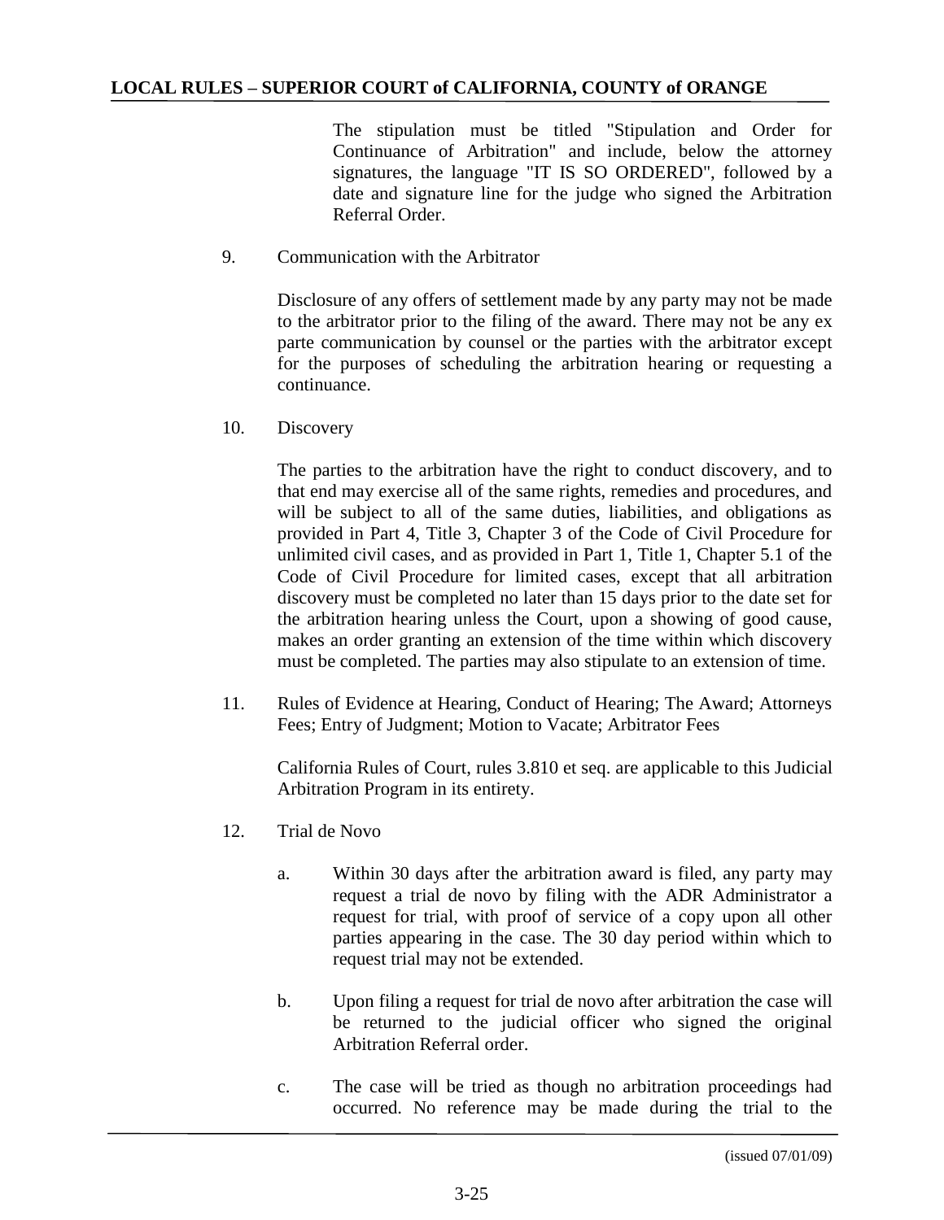The stipulation must be titled "Stipulation and Order for Continuance of Arbitration" and include, below the attorney signatures, the language "IT IS SO ORDERED", followed by a date and signature line for the judge who signed the Arbitration Referral Order.

9. Communication with the Arbitrator

Disclosure of any offers of settlement made by any party may not be made to the arbitrator prior to the filing of the award. There may not be any ex parte communication by counsel or the parties with the arbitrator except for the purposes of scheduling the arbitration hearing or requesting a continuance.

10. Discovery

The parties to the arbitration have the right to conduct discovery, and to that end may exercise all of the same rights, remedies and procedures, and will be subject to all of the same duties, liabilities, and obligations as provided in Part 4, Title 3, Chapter 3 of the Code of Civil Procedure for unlimited civil cases, and as provided in Part 1, Title 1, Chapter 5.1 of the Code of Civil Procedure for limited cases, except that all arbitration discovery must be completed no later than 15 days prior to the date set for the arbitration hearing unless the Court, upon a showing of good cause, makes an order granting an extension of the time within which discovery must be completed. The parties may also stipulate to an extension of time.

11. Rules of Evidence at Hearing, Conduct of Hearing; The Award; Attorneys Fees; Entry of Judgment; Motion to Vacate; Arbitrator Fees

California Rules of Court, rules 3.810 et seq. are applicable to this Judicial Arbitration Program in its entirety.

12. Trial de Novo

a. Within 30 days after the arbitration award is filed, any party may request a trial de novo by filing with the ADR Administrator a request for trial, with proof of service of a copy upon all other parties appearing in the case. The 30 day period within which to request trial may not be extended.

b. Upon filing a request for trial de novo after arbitration the case will be returned to the judicial officer who signed the original Arbitration Referral order.

c. The case will be tried as though no arbitration proceedings had occurred. No reference may be made during the trial to the

(issued 07/01/09)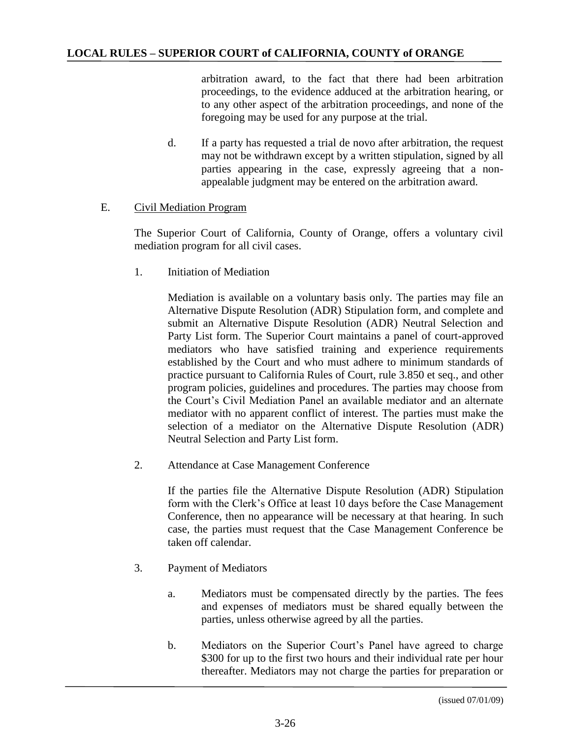arbitration award, to the fact that there had been arbitration proceedings, to the evidence adduced at the arbitration hearing, or to any other aspect of the arbitration proceedings, and none of the foregoing may be used for any purpose at the trial.

d. If a party has requested a trial de novo after arbitration, the request may not be withdrawn except by a written stipulation, signed by all parties appearing in the case, expressly agreeing that a non-appealable judgment may be entered on the arbitration award.

E. Civil Mediation Program

The Superior Court of California, County of Orange, offers a voluntary civil mediation program for all civil cases.

1. Initiation of Mediation

Mediation is available on a voluntary basis only. The parties may file an Alternative Dispute Resolution (ADR) Stipulation form, and complete and submit an Alternative Dispute Resolution (ADR) Neutral Selection and Party List form. The Superior Court maintains a panel of court-approved mediators who have satisfied training and experience requirements established by the Court and who must adhere to minimum standards of practice pursuant to California Rules of Court, rule 3.850 et seq., and other program policies, guidelines and procedures. The parties may choose from the Court's Civil Mediation Panel an available mediator and an alternate mediator with no apparent conflict of interest. The parties must make the selection of a mediator on the Alternative Dispute Resolution (ADR) Neutral Selection and Party List form.

2. Attendance at Case Management Conference

If the parties file the Alternative Dispute Resolution (ADR) Stipulation form with the Clerk's Office at least 10 days before the Case Management Conference, then no appearance will be necessary at that hearing. In such case, the parties must request that the Case Management Conference be taken off calendar.

3. Payment of Mediators

a. Mediators must be compensated directly by the parties. The fees and expenses of mediators must be shared equally between the parties, unless otherwise agreed by all the parties.

b. Mediators on the Superior Court's Panel have agreed to charge $300 for up to the first two hours and their individual rate per hour thereafter. Mediators may not charge the parties for preparation or

(issued 07/01/09)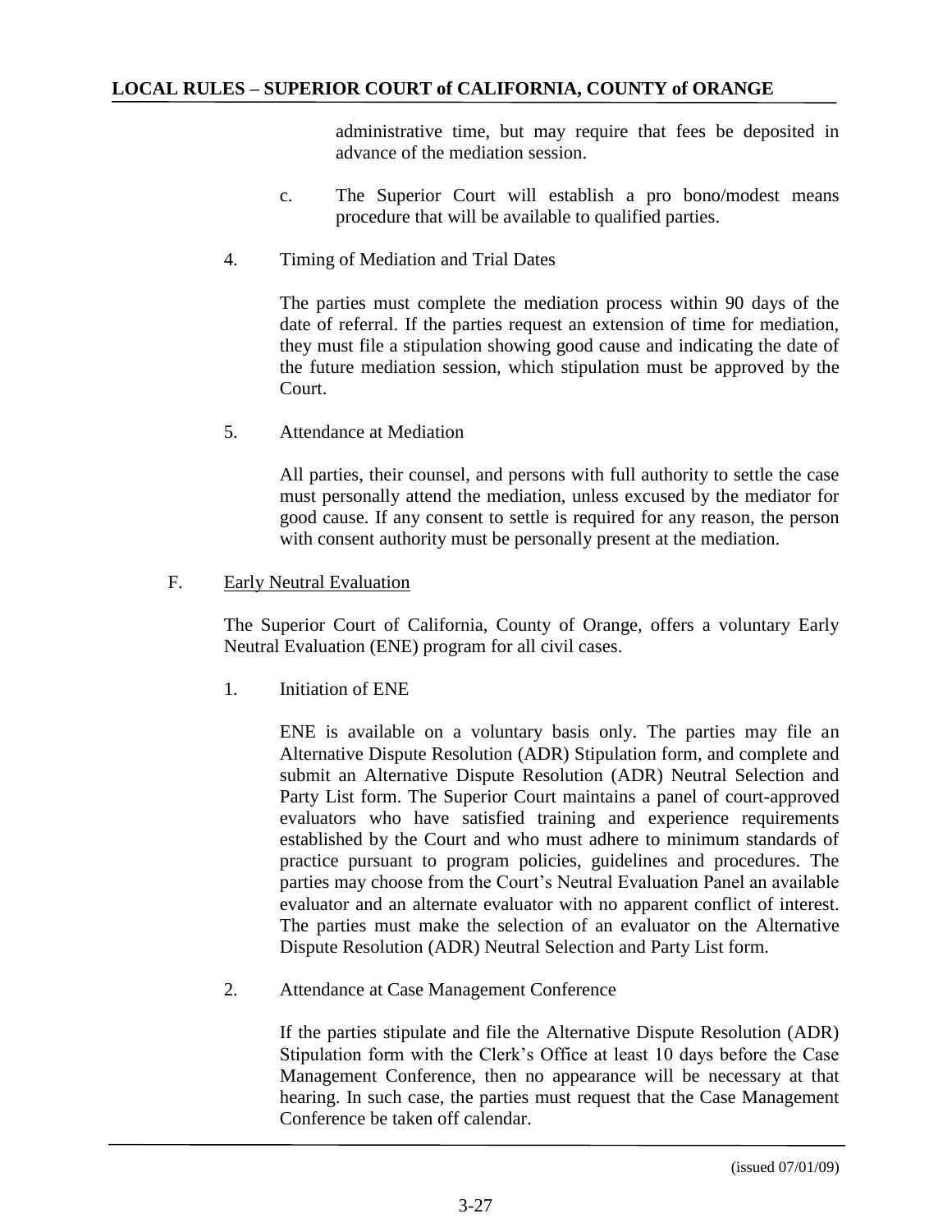administrative time, but may require that fees be deposited in advance of the mediation session.

c. The Superior Court will establish a pro bono/modest means procedure that will be available to qualified parties.

4. Timing of Mediation and Trial Dates

The parties must complete the mediation process within 90 days of the date of referral. If the parties request an extension of time for mediation, they must file a stipulation showing good cause and indicating the date of the future mediation session, which stipulation must be approved by the Court.

5. Attendance at Mediation

All parties, their counsel, and persons with full authority to settle the case must personally attend the mediation, unless excused by the mediator for good cause. If any consent to settle is required for any reason, the person with consent authority must be personally present at the mediation.

F. Early Neutral Evaluation

The Superior Court of California, County of Orange, offers a voluntary Early Neutral Evaluation (ENE) program for all civil cases.

1. Initiation of ENE

ENE is available on a voluntary basis only. The parties may file an Alternative Dispute Resolution (ADR) Stipulation form, and complete and submit an Alternative Dispute Resolution (ADR) Neutral Selection and Party List form. The Superior Court maintains a panel of court-approved evaluators who have satisfied training and experience requirements established by the Court and who must adhere to minimum standards of practice pursuant to program policies, guidelines and procedures. The parties may choose from the Court's Neutral Evaluation Panel an available evaluator and an alternate evaluator with no apparent conflict of interest. The parties must make the selection of an evaluator on the Alternative Dispute Resolution (ADR) Neutral Selection and Party List form.

2. Attendance at Case Management Conference

If the parties stipulate and file the Alternative Dispute Resolution (ADR) Stipulation form with the Clerk's Office at least 10 days before the Case Management Conference, then no appearance will be necessary at that hearing. In such case, the parties must request that the Case Management Conference be taken off calendar.

(issued 07/01/09)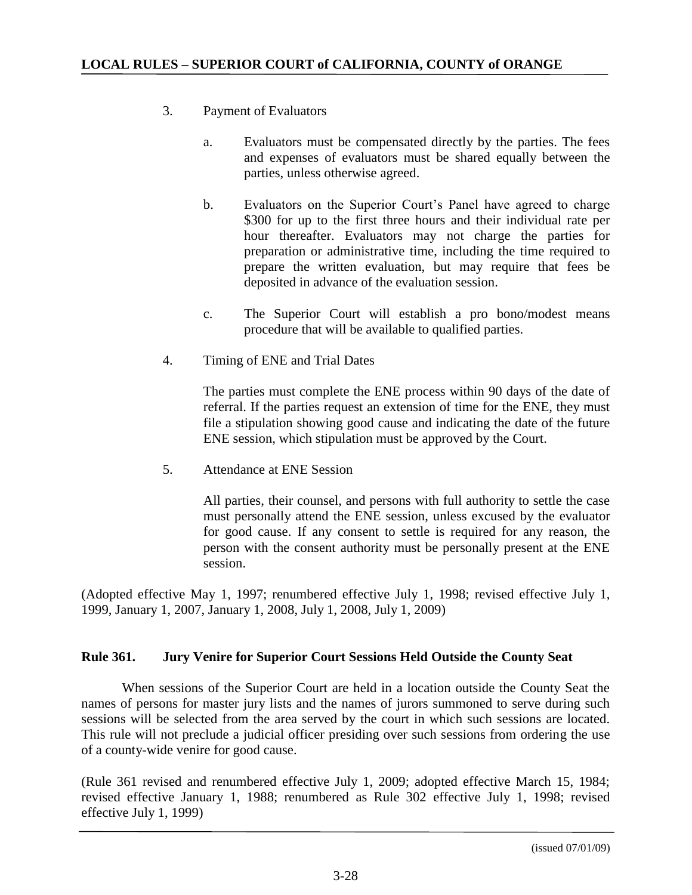3. Payment of Evaluators

   a. Evaluators must be compensated directly by the parties. The fees and expenses of evaluators must be shared equally between the parties, unless otherwise agreed.

   b. Evaluators on the Superior Court's Panel have agreed to charge $300 for up to the first three hours and their individual rate per hour thereafter. Evaluators may not charge the parties for preparation or administrative time, including the time required to prepare the written evaluation, but may require that fees be deposited in advance of the evaluation session.

   c. The Superior Court will establish a pro bono/modest means procedure that will be available to qualified parties.

4. Timing of ENE and Trial Dates

   The parties must complete the ENE process within 90 days of the date of referral. If the parties request an extension of time for the ENE, they must file a stipulation showing good cause and indicating the date of the future ENE session, which stipulation must be approved by the Court.

5. Attendance at ENE Session

   All parties, their counsel, and persons with full authority to settle the case must personally attend the ENE session, unless excused by the evaluator for good cause. If any consent to settle is required for any reason, the person with the consent authority must be personally present at the ENE session.

(Adopted effective May 1, 1997; renumbered effective July 1, 1998; revised effective July 1, 1999, January 1, 2007, January 1, 2008, July 1, 2008, July 1, 2009)

**Rule 361. Jury Venire for Superior Court Sessions Held Outside the County Seat**

When sessions of the Superior Court are held in a location outside the County Seat the names of persons for master jury lists and the names of jurors summoned to serve during such sessions will be selected from the area served by the court in which such sessions are located. This rule will not preclude a judicial officer presiding over such sessions from ordering the use of a county-wide venire for good cause.

(Rule 361 revised and renumbered effective July 1, 2009; adopted effective March 15, 1984; revised effective January 1, 1988; renumbered as Rule 302 effective July 1, 1998; revised effective July 1, 1999)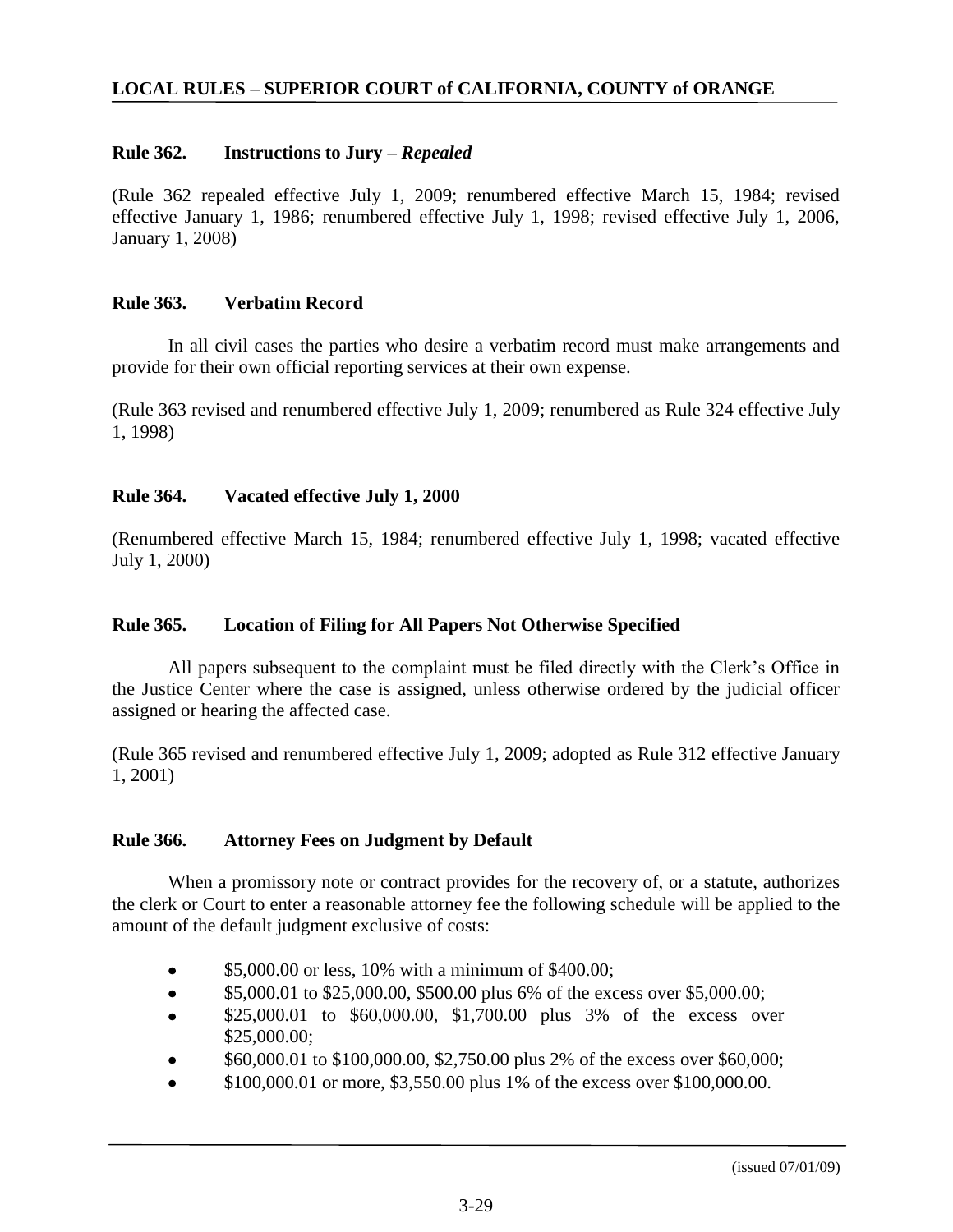### Rule 362. Instructions to Jury – *Repealed*

(Rule 362 repealed effective July 1, 2009; renumbered effective March 15, 1984; revised effective January 1, 1986; renumbered effective July 1, 1998; revised effective July 1, 2006, January 1, 2008)

### Rule 363. Verbatim Record

In all civil cases the parties who desire a verbatim record must make arrangements and provide for their own official reporting services at their own expense.

(Rule 363 revised and renumbered effective July 1, 2009; renumbered as Rule 324 effective July 1, 1998)

### Rule 364. Vacated effective July 1, 2000

(Renumbered effective March 15, 1984; renumbered effective July 1, 1998; vacated effective July 1, 2000)

### Rule 365. Location of Filing for All Papers Not Otherwise Specified

All papers subsequent to the complaint must be filed directly with the Clerk's Office in the Justice Center where the case is assigned, unless otherwise ordered by the judicial officer assigned or hearing the affected case.

(Rule 365 revised and renumbered effective July 1, 2009; adopted as Rule 312 effective January 1, 2001)

### Rule 366. Attorney Fees on Judgment by Default

When a promissory note or contract provides for the recovery of, or a statute, authorizes the clerk or Court to enter a reasonable attorney fee the following schedule will be applied to the amount of the default judgment exclusive of costs:

- $5,000.00 or less, 10% with a minimum of $400.00;
- $5,000.01 to $25,000.00, $500.00 plus 6% of the excess over $5,000.00;
- $25,000.01 to $60,000.00, $1,700.00 plus 3% of the excess over $25,000.00;
- $60,000.01 to $100,000.00, $2,750.00 plus 2% of the excess over $60,000;
- $100,000.01 or more, $3,550.00 plus 1% of the excess over $100,000.00.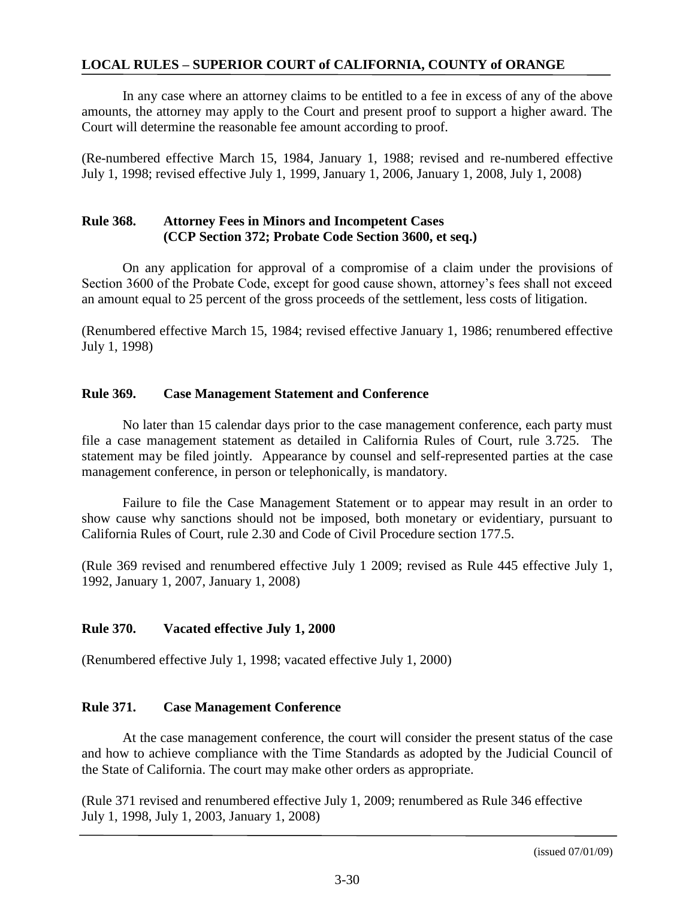In any case where an attorney claims to be entitled to a fee in excess of any of the above amounts, the attorney may apply to the Court and present proof to support a higher award. The Court will determine the reasonable fee amount according to proof.

(Re-numbered effective March 15, 1984, January 1, 1988; revised and re-numbered effective July 1, 1998; revised effective July 1, 1999, January 1, 2006, January 1, 2008, July 1, 2008)

## Rule 368. Attorney Fees in Minors and Incompetent Cases (CCP Section 372; Probate Code Section 3600, et seq.)

On any application for approval of a compromise of a claim under the provisions of Section 3600 of the Probate Code, except for good cause shown, attorney's fees shall not exceed an amount equal to 25 percent of the gross proceeds of the settlement, less costs of litigation.

(Renumbered effective March 15, 1984; revised effective January 1, 1986; renumbered effective July 1, 1998)

## Rule 369. Case Management Statement and Conference

No later than 15 calendar days prior to the case management conference, each party must file a case management statement as detailed in California Rules of Court, rule 3.725. The statement may be filed jointly. Appearance by counsel and self-represented parties at the case management conference, in person or telephonically, is mandatory.

Failure to file the Case Management Statement or to appear may result in an order to show cause why sanctions should not be imposed, both monetary or evidentiary, pursuant to California Rules of Court, rule 2.30 and Code of Civil Procedure section 177.5.

(Rule 369 revised and renumbered effective July 1 2009; revised as Rule 445 effective July 1, 1992, January 1, 2007, January 1, 2008)

## Rule 370. Vacated effective July 1, 2000

(Renumbered effective July 1, 1998; vacated effective July 1, 2000)

## Rule 371. Case Management Conference

At the case management conference, the court will consider the present status of the case and how to achieve compliance with the Time Standards as adopted by the Judicial Council of the State of California. The court may make other orders as appropriate.

(Rule 371 revised and renumbered effective July 1, 2009; renumbered as Rule 346 effective July 1, 1998, July 1, 2003, January 1, 2008)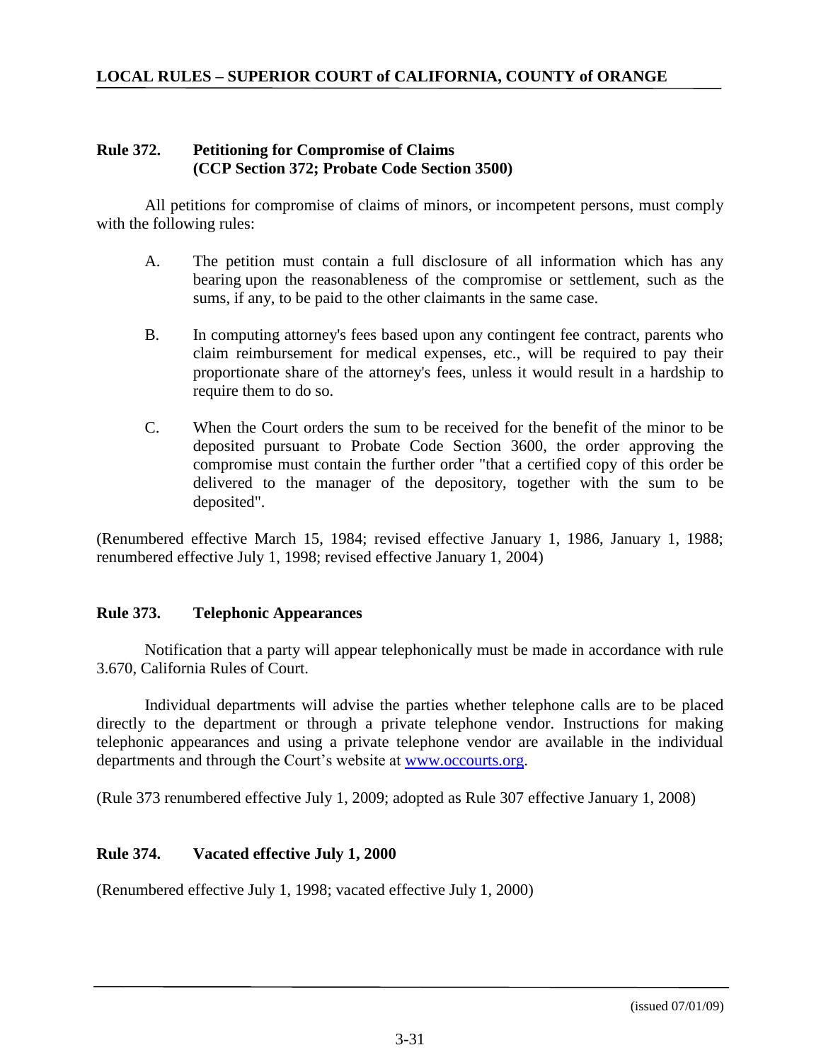## Rule 372. Petitioning for Compromise of Claims (CCP Section 372; Probate Code Section 3500)

All petitions for compromise of claims of minors, or incompetent persons, must comply with the following rules:

A. The petition must contain a full disclosure of all information which has any bearing upon the reasonableness of the compromise or settlement, such as the sums, if any, to be paid to the other claimants in the same case.

B. In computing attorney's fees based upon any contingent fee contract, parents who claim reimbursement for medical expenses, etc., will be required to pay their proportionate share of the attorney's fees, unless it would result in a hardship to require them to do so.

C. When the Court orders the sum to be received for the benefit of the minor to be deposited pursuant to Probate Code Section 3600, the order approving the compromise must contain the further order "that a certified copy of this order be delivered to the manager of the depository, together with the sum to be deposited".

(Renumbered effective March 15, 1984; revised effective January 1, 1986, January 1, 1988; renumbered effective July 1, 1998; revised effective January 1, 2004)

## Rule 373. Telephonic Appearances

Notification that a party will appear telephonically must be made in accordance with rule 3.670, California Rules of Court.

Individual departments will advise the parties whether telephone calls are to be placed directly to the department or through a private telephone vendor. Instructions for making telephonic appearances and using a private telephone vendor are available in the individual departments and through the Court's website at [www.occourts.org](http://www.occourts.org).

(Rule 373 renumbered effective July 1, 2009; adopted as Rule 307 effective January 1, 2008)

## Rule 374. Vacated effective July 1, 2000

(Renumbered effective July 1, 1998; vacated effective July 1, 2000)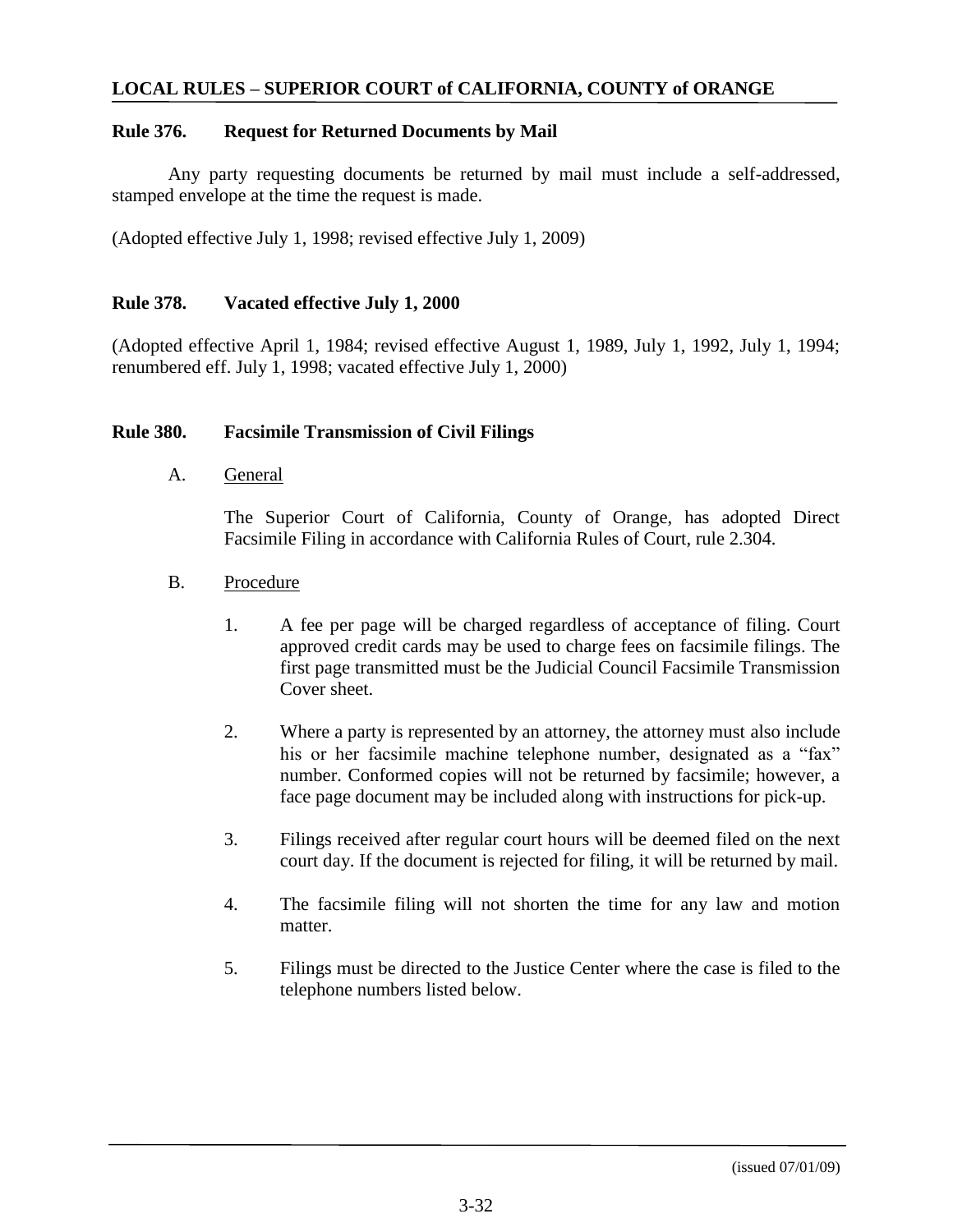## Rule 376. Request for Returned Documents by Mail

Any party requesting documents be returned by mail must include a self-addressed, stamped envelope at the time the request is made.

(Adopted effective July 1, 1998; revised effective July 1, 2009)

## Rule 378. Vacated effective July 1, 2000

(Adopted effective April 1, 1984; revised effective August 1, 1989, July 1, 1992, July 1, 1994; renumbered eff. July 1, 1998; vacated effective July 1, 2000)

## Rule 380. Facsimile Transmission of Civil Filings

A. General

The Superior Court of California, County of Orange, has adopted Direct Facsimile Filing in accordance with California Rules of Court, rule 2.304.

B. Procedure

1. A fee per page will be charged regardless of acceptance of filing. Court approved credit cards may be used to charge fees on facsimile filings. The first page transmitted must be the Judicial Council Facsimile Transmission Cover sheet.

2. Where a party is represented by an attorney, the attorney must also include his or her facsimile machine telephone number, designated as a "fax" number. Conformed copies will not be returned by facsimile; however, a face page document may be included along with instructions for pick-up.

3. Filings received after regular court hours will be deemed filed on the next court day. If the document is rejected for filing, it will be returned by mail.

4. The facsimile filing will not shorten the time for any law and motion matter.

5. Filings must be directed to the Justice Center where the case is filed to the telephone numbers listed below.

(issued 07/01/09)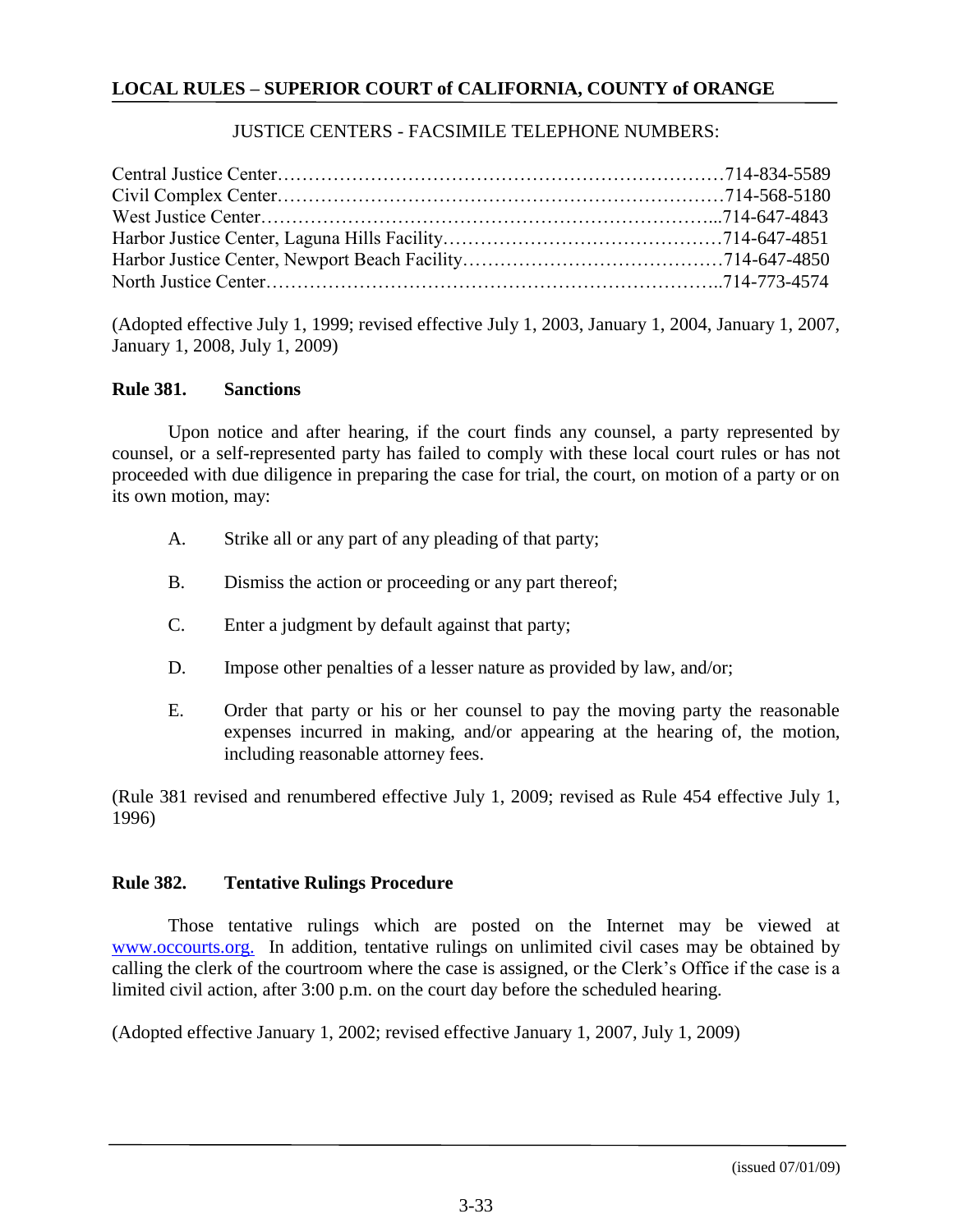JUSTICE CENTERS - FACSIMILE TELEPHONE NUMBERS:

| | |
|---|---|
| Central Justice Center | 714-834-5589 |
| Civil Complex Center | 714-568-5180 |
| West Justice Center | 714-647-4843 |
| Harbor Justice Center, Laguna Hills Facility | 714-647-4851 |
| Harbor Justice Center, Newport Beach Facility | 714-647-4850 |
| North Justice Center | 714-773-4574 |

(Adopted effective July 1, 1999; revised effective July 1, 2003, January 1, 2004, January 1, 2007, January 1, 2008, July 1, 2009)

**Rule 381. Sanctions**

Upon notice and after hearing, if the court finds any counsel, a party represented by counsel, or a self-represented party has failed to comply with these local court rules or has not proceeded with due diligence in preparing the case for trial, the court, on motion of a party or on its own motion, may:

A. Strike all or any part of any pleading of that party;

B. Dismiss the action or proceeding or any part thereof;

C. Enter a judgment by default against that party;

D. Impose other penalties of a lesser nature as provided by law, and/or;

E. Order that party or his or her counsel to pay the moving party the reasonable expenses incurred in making, and/or appearing at the hearing of, the motion, including reasonable attorney fees.

(Rule 381 revised and renumbered effective July 1, 2009; revised as Rule 454 effective July 1, 1996)

**Rule 382. Tentative Rulings Procedure**

Those tentative rulings which are posted on the Internet may be viewed at www.occourts.org. In addition, tentative rulings on unlimited civil cases may be obtained by calling the clerk of the courtroom where the case is assigned, or the Clerk's Office if the case is a limited civil action, after 3:00 p.m. on the court day before the scheduled hearing.

(Adopted effective January 1, 2002; revised effective January 1, 2007, July 1, 2009)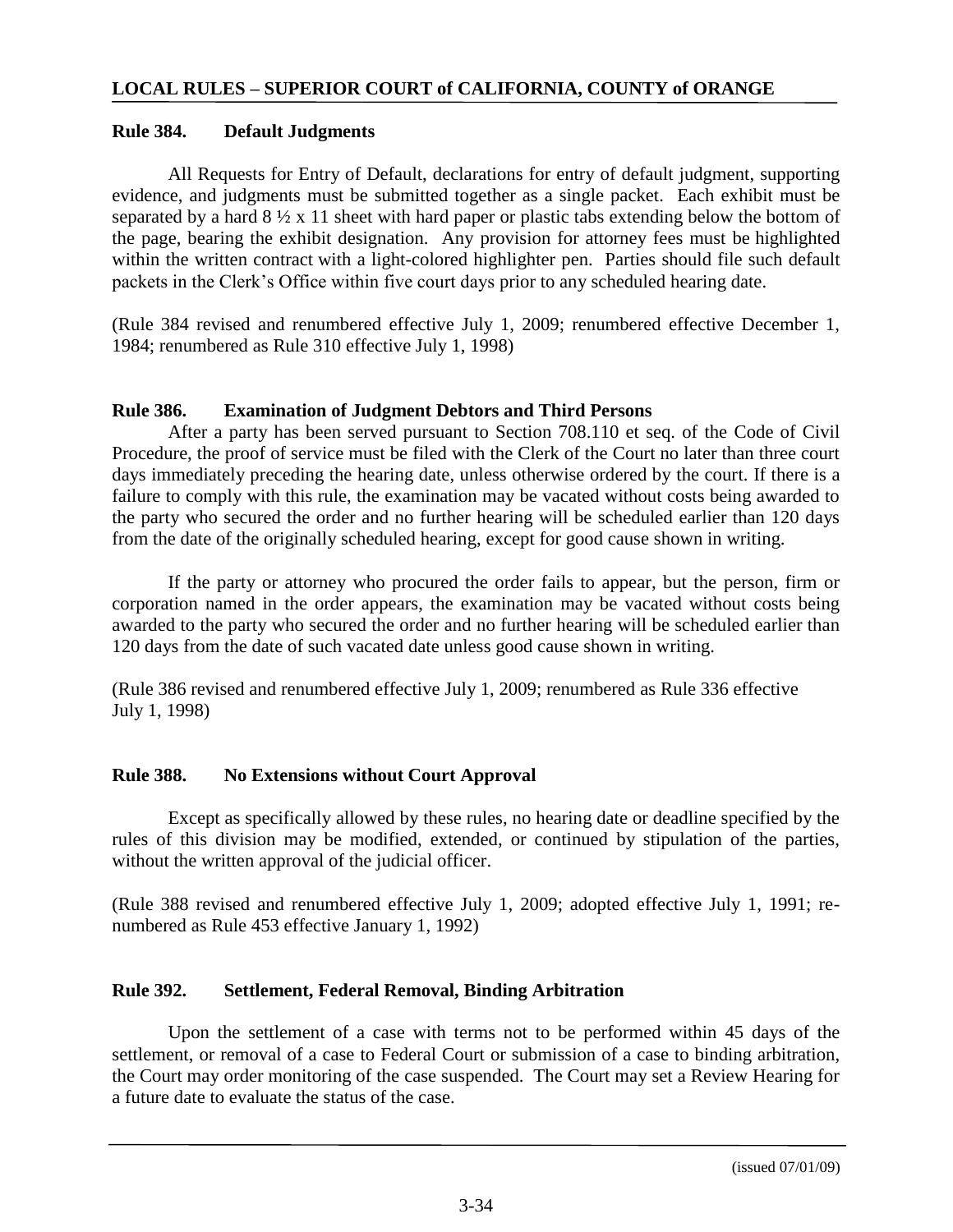## Rule 384. Default Judgments

All Requests for Entry of Default, declarations for entry of default judgment, supporting evidence, and judgments must be submitted together as a single packet. Each exhibit must be separated by a hard 8 ½ x 11 sheet with hard paper or plastic tabs extending below the bottom of the page, bearing the exhibit designation. Any provision for attorney fees must be highlighted within the written contract with a light-colored highlighter pen. Parties should file such default packets in the Clerk's Office within five court days prior to any scheduled hearing date.

(Rule 384 revised and renumbered effective July 1, 2009; renumbered effective December 1, 1984; renumbered as Rule 310 effective July 1, 1998)

## Rule 386. Examination of Judgment Debtors and Third Persons

After a party has been served pursuant to Section 708.110 et seq. of the Code of Civil Procedure, the proof of service must be filed with the Clerk of the Court no later than three court days immediately preceding the hearing date, unless otherwise ordered by the court. If there is a failure to comply with this rule, the examination may be vacated without costs being awarded to the party who secured the order and no further hearing will be scheduled earlier than 120 days from the date of the originally scheduled hearing, except for good cause shown in writing.

If the party or attorney who procured the order fails to appear, but the person, firm or corporation named in the order appears, the examination may be vacated without costs being awarded to the party who secured the order and no further hearing will be scheduled earlier than 120 days from the date of such vacated date unless good cause shown in writing.

(Rule 386 revised and renumbered effective July 1, 2009; renumbered as Rule 336 effective July 1, 1998)

## Rule 388. No Extensions without Court Approval

Except as specifically allowed by these rules, no hearing date or deadline specified by the rules of this division may be modified, extended, or continued by stipulation of the parties, without the written approval of the judicial officer.

(Rule 388 revised and renumbered effective July 1, 2009; adopted effective July 1, 1991; re-numbered as Rule 453 effective January 1, 1992)

## Rule 392. Settlement, Federal Removal, Binding Arbitration

Upon the settlement of a case with terms not to be performed within 45 days of the settlement, or removal of a case to Federal Court or submission of a case to binding arbitration, the Court may order monitoring of the case suspended. The Court may set a Review Hearing for a future date to evaluate the status of the case.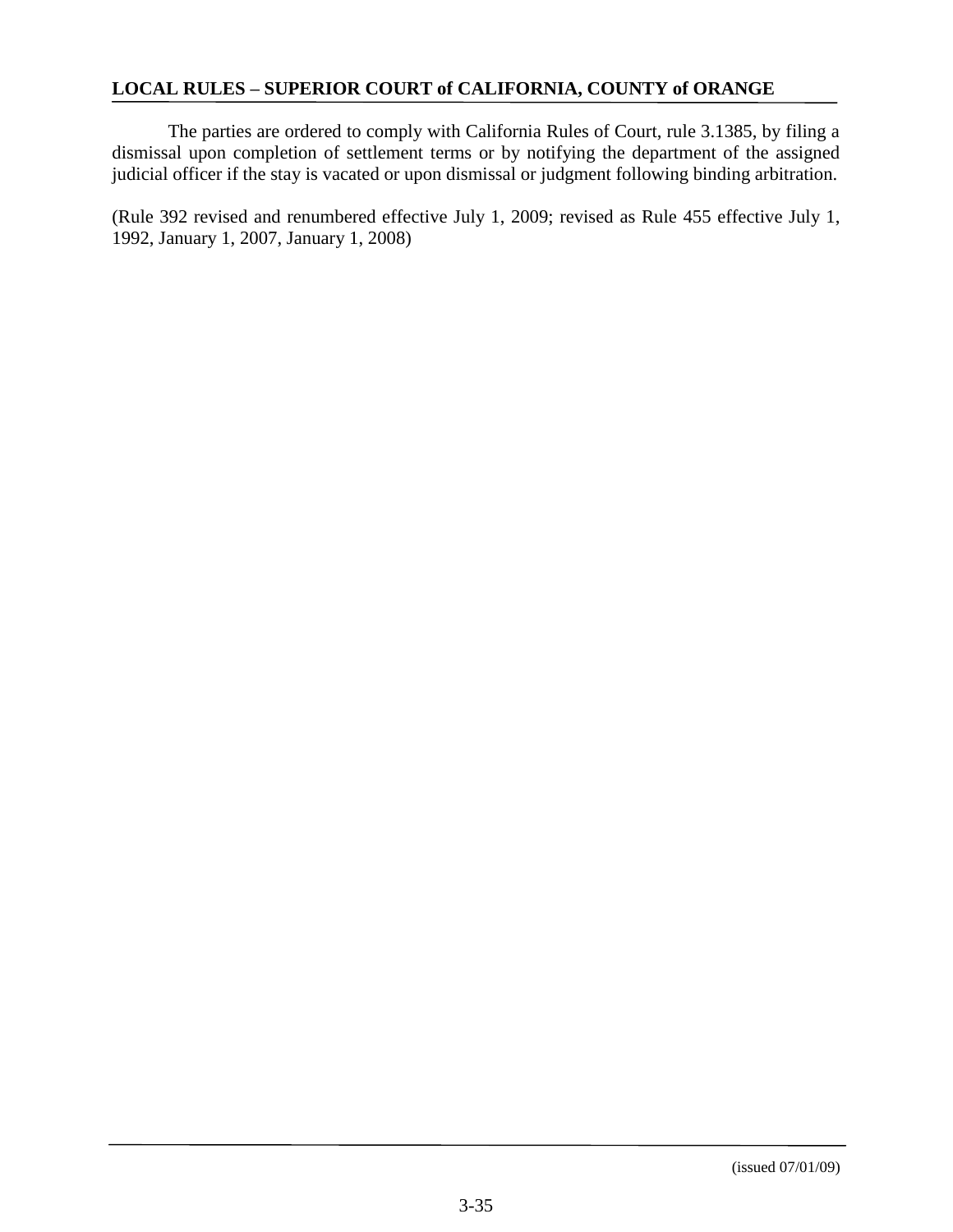The parties are ordered to comply with California Rules of Court, rule 3.1385, by filing a dismissal upon completion of settlement terms or by notifying the department of the assigned judicial officer if the stay is vacated or upon dismissal or judgment following binding arbitration.

(Rule 392 revised and renumbered effective July 1, 2009; revised as Rule 455 effective July 1, 1992, January 1, 2007, January 1, 2008)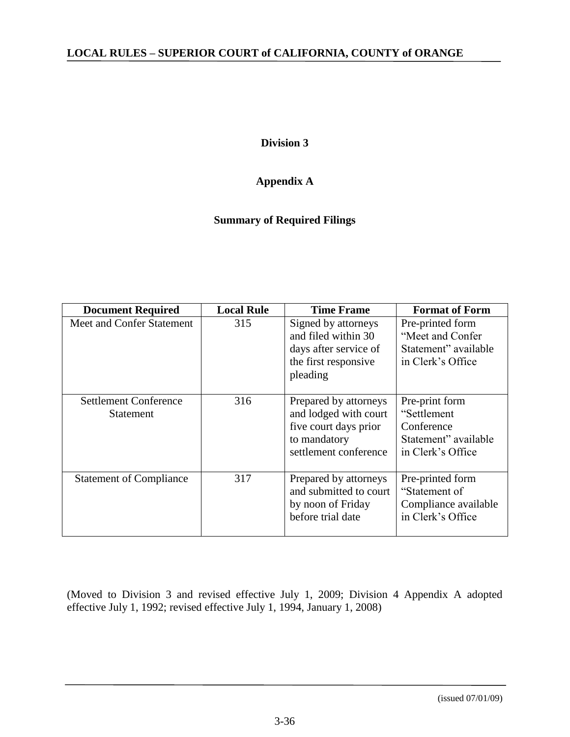## Division 3

## Appendix A

### Summary of Required Filings

| Document Required | Local Rule | Time Frame | Format of Form |
| --- | --- | --- | --- |
| Meet and Confer Statement | 315 | Signed by attorneys and filed within 30 days after service of the first responsive pleading | Pre-printed form "Meet and Confer Statement" available in Clerk's Office |
| Settlement Conference Statement | 316 | Prepared by attorneys and lodged with court five court days prior to mandatory settlement conference | Pre-print form "Settlement Conference Statement" available in Clerk's Office |
| Statement of Compliance | 317 | Prepared by attorneys and submitted to court by noon of Friday before trial date | Pre-printed form "Statement of Compliance available in Clerk's Office |

(Moved to Division 3 and revised effective July 1, 2009; Division 4 Appendix A adopted effective July 1, 1992; revised effective July 1, 1994, January 1, 2008)